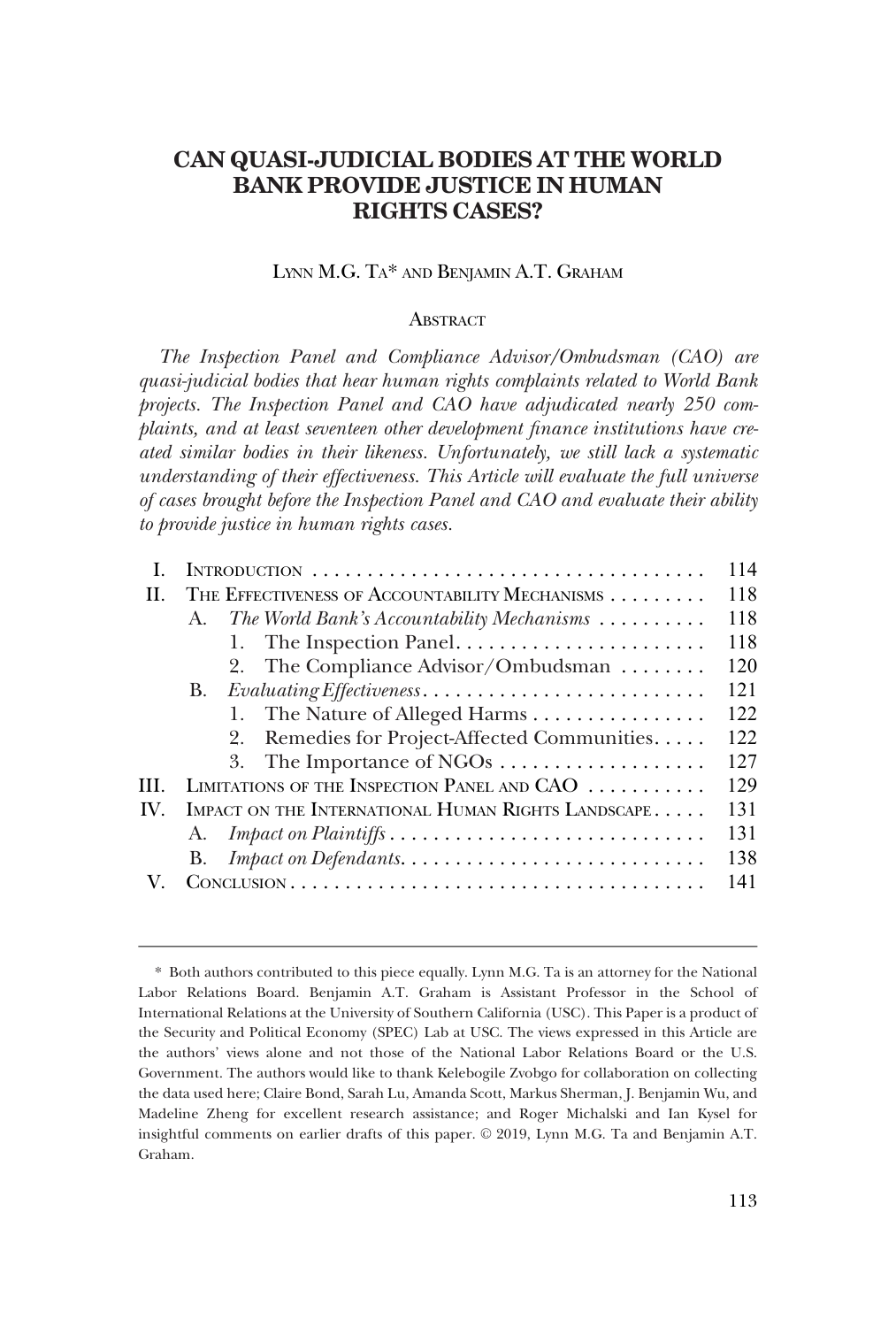# CAN QUASI-JUDICIAL BODIES AT THE WORLD BANK PROVIDE JUSTICE IN HUMAN RIGHTS CASES?

LYNN M.G. TA* AND BENJAMIN A.T. GRAHAM

## ABSTRACT

*The Inspection Panel and Compliance Advisor/Ombudsman (CAO) are quasi-judicial bodies that hear human rights complaints related to World Bank projects. The Inspection Panel and CAO have adjudicated nearly 250 complaints, and at least seventeen other development finance institutions have created similar bodies in their likeness. Unfortunately, we still lack a systematic understanding of their effectiveness. This Article will evaluate the full universe of cases brought before the Inspection Panel and CAO and evaluate their ability to provide justice in human rights cases.*

| | | |
|---|---|---|
| I. | INTRODUCTION | 114 |
| II. | THE EFFECTIVENESS OF ACCOUNTABILITY MECHANISMS | 118 |
| | A. *The World Bank's Accountability Mechanisms* | 118 |
| | 1. The Inspection Panel | 118 |
| | 2. The Compliance Advisor/Ombudsman | 120 |
| | B. *Evaluating Effectiveness* | 121 |
| | 1. The Nature of Alleged Harms | 122 |
| | 2. Remedies for Project-Affected Communities | 122 |
| | 3. The Importance of NGOs | 127 |
| III. | LIMITATIONS OF THE INSPECTION PANEL AND CAO | 129 |
| IV. | IMPACT ON THE INTERNATIONAL HUMAN RIGHTS LANDSCAPE | 131 |
| | A. *Impact on Plaintiffs* | 131 |
| | B. *Impact on Defendants* | 138 |
| V. | CONCLUSION | 141 |

---

\* Both authors contributed to this piece equally. Lynn M.G. Ta is an attorney for the National Labor Relations Board. Benjamin A.T. Graham is Assistant Professor in the School of International Relations at the University of Southern California (USC). This Paper is a product of the Security and Political Economy (SPEC) Lab at USC. The views expressed in this Article are the authors' views alone and not those of the National Labor Relations Board or the U.S. Government. The authors would like to thank Kelebogile Zvobgo for collaboration on collecting the data used here; Claire Bond, Sarah Lu, Amanda Scott, Markus Sherman, J. Benjamin Wu, and Madeline Zheng for excellent research assistance; and Roger Michalski and Ian Kysel for insightful comments on earlier drafts of this paper. © 2019, Lynn M.G. Ta and Benjamin A.T. Graham.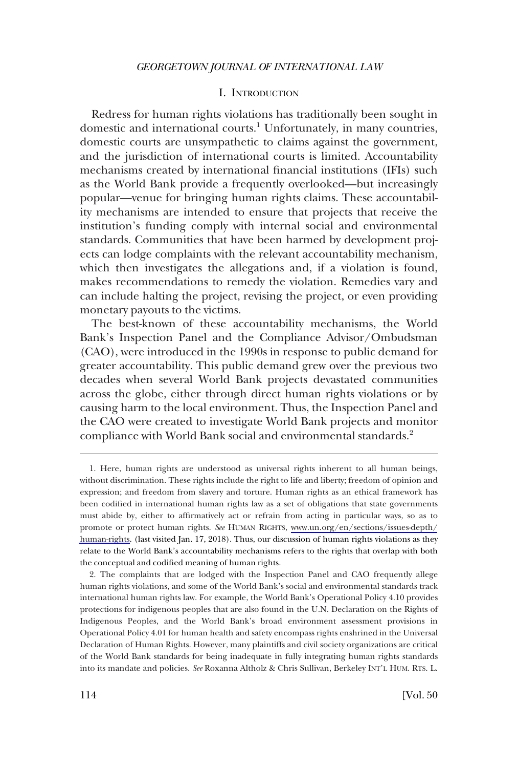## I. INTRODUCTION

Redress for human rights violations has traditionally been sought in domestic and international courts.[1] Unfortunately, in many countries, domestic courts are unsympathetic to claims against the government, and the jurisdiction of international courts is limited. Accountability mechanisms created by international financial institutions (IFIs) such as the World Bank provide a frequently overlooked—but increasingly popular—venue for bringing human rights claims. These accountability mechanisms are intended to ensure that projects that receive the institution's funding comply with internal social and environmental standards. Communities that have been harmed by development projects can lodge complaints with the relevant accountability mechanism, which then investigates the allegations and, if a violation is found, makes recommendations to remedy the violation. Remedies vary and can include halting the project, revising the project, or even providing monetary payouts to the victims.

The best-known of these accountability mechanisms, the World Bank's Inspection Panel and the Compliance Advisor/Ombudsman (CAO), were introduced in the 1990s in response to public demand for greater accountability. This public demand grew over the previous two decades when several World Bank projects devastated communities across the globe, either through direct human rights violations or by causing harm to the local environment. Thus, the Inspection Panel and the CAO were created to investigate World Bank projects and monitor compliance with World Bank social and environmental standards.[2]

---

1. Here, human rights are understood as universal rights inherent to all human beings, without discrimination. These rights include the right to life and liberty; freedom of opinion and expression; and freedom from slavery and torture. Human rights as an ethical framework has been codified in international human rights law as a set of obligations that state governments must abide by, either to affirmatively act or refrain from acting in particular ways, so as to promote or protect human rights. *See* HUMAN RIGHTS, www.un.org/en/sections/issues-depth/human-rights. (last visited Jan. 17, 2018). Thus, our discussion of human rights violations as they relate to the World Bank's accountability mechanisms refers to the rights that overlap with both the conceptual and codified meaning of human rights.

2. The complaints that are lodged with the Inspection Panel and CAO frequently allege human rights violations, and some of the World Bank's social and environmental standards track international human rights law. For example, the World Bank's Operational Policy 4.10 provides protections for indigenous peoples that are also found in the U.N. Declaration on the Rights of Indigenous Peoples, and the World Bank's broad environment assessment provisions in Operational Policy 4.01 for human health and safety encompass rights enshrined in the Universal Declaration of Human Rights. However, many plaintiffs and civil society organizations are critical of the World Bank standards for being inadequate in fully integrating human rights standards into its mandate and policies. *See* Roxanna Altholz & Chris Sullivan, Berkeley INT'L HUM. RTS. L.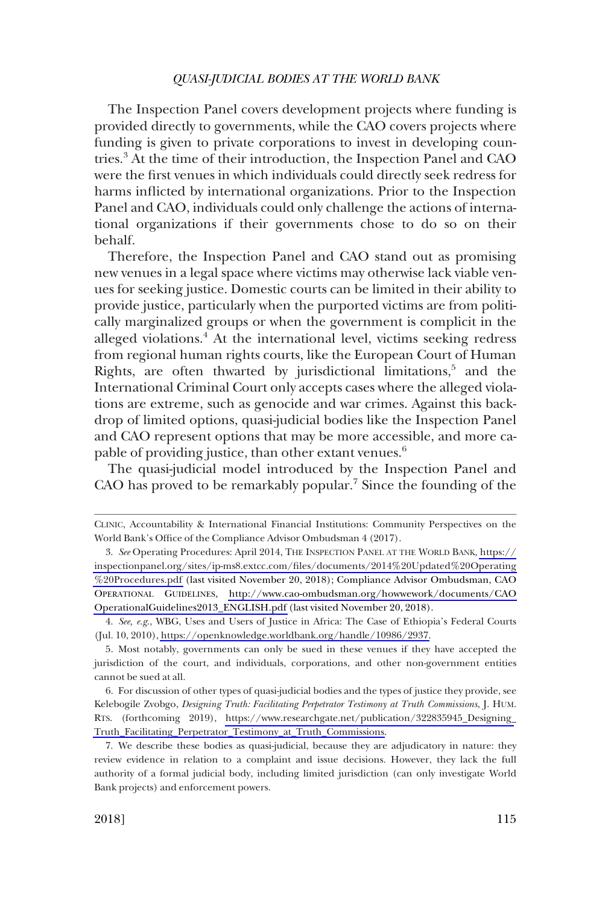The Inspection Panel covers development projects where funding is provided directly to governments, while the CAO covers projects where funding is given to private corporations to invest in developing countries.[3] At the time of their introduction, the Inspection Panel and CAO were the first venues in which individuals could directly seek redress for harms inflicted by international organizations. Prior to the Inspection Panel and CAO, individuals could only challenge the actions of international organizations if their governments chose to do so on their behalf.

Therefore, the Inspection Panel and CAO stand out as promising new venues in a legal space where victims may otherwise lack viable venues for seeking justice. Domestic courts can be limited in their ability to provide justice, particularly when the purported victims are from politically marginalized groups or when the government is complicit in the alleged violations.[4] At the international level, victims seeking redress from regional human rights courts, like the European Court of Human Rights, are often thwarted by jurisdictional limitations,[5] and the International Criminal Court only accepts cases where the alleged violations are extreme, such as genocide and war crimes. Against this backdrop of limited options, quasi-judicial bodies like the Inspection Panel and CAO represent options that may be more accessible, and more capable of providing justice, than other extant venues.[6]

The quasi-judicial model introduced by the Inspection Panel and CAO has proved to be remarkably popular.[7] Since the founding of the

---

CLINIC, Accountability & International Financial Institutions: Community Perspectives on the World Bank's Office of the Compliance Advisor Ombudsman 4 (2017).

3. *See* Operating Procedures: April 2014, THE INSPECTION PANEL AT THE WORLD BANK, https://inspectionpanel.org/sites/ip-ms8.extcc.com/files/documents/2014%20Updated%20Operating%20Procedures.pdf (last visited November 20, 2018); Compliance Advisor Ombudsman, CAO OPERATIONAL GUIDELINES, http://www.cao-ombudsman.org/howwework/documents/CAOOperationalGuidelines2013_ENGLISH.pdf (last visited November 20, 2018).

4. *See, e.g.*, WBG, Uses and Users of Justice in Africa: The Case of Ethiopia's Federal Courts (Jul. 10, 2010), https://openknowledge.worldbank.org/handle/10986/2937.

5. Most notably, governments can only be sued in these venues if they have accepted the jurisdiction of the court, and individuals, corporations, and other non-government entities cannot be sued at all.

6. For discussion of other types of quasi-judicial bodies and the types of justice they provide, see Kelebogile Zvobgo, *Designing Truth: Facilitating Perpetrator Testimony at Truth Commissions*, J. HUM. RTS. (forthcoming 2019), https://www.researchgate.net/publication/322835945_Designing_Truth_Facilitating_Perpetrator_Testimony_at_Truth_Commissions.

7. We describe these bodies as quasi-judicial, because they are adjudicatory in nature: they review evidence in relation to a complaint and issue decisions. However, they lack the full authority of a formal judicial body, including limited jurisdiction (can only investigate World Bank projects) and enforcement powers.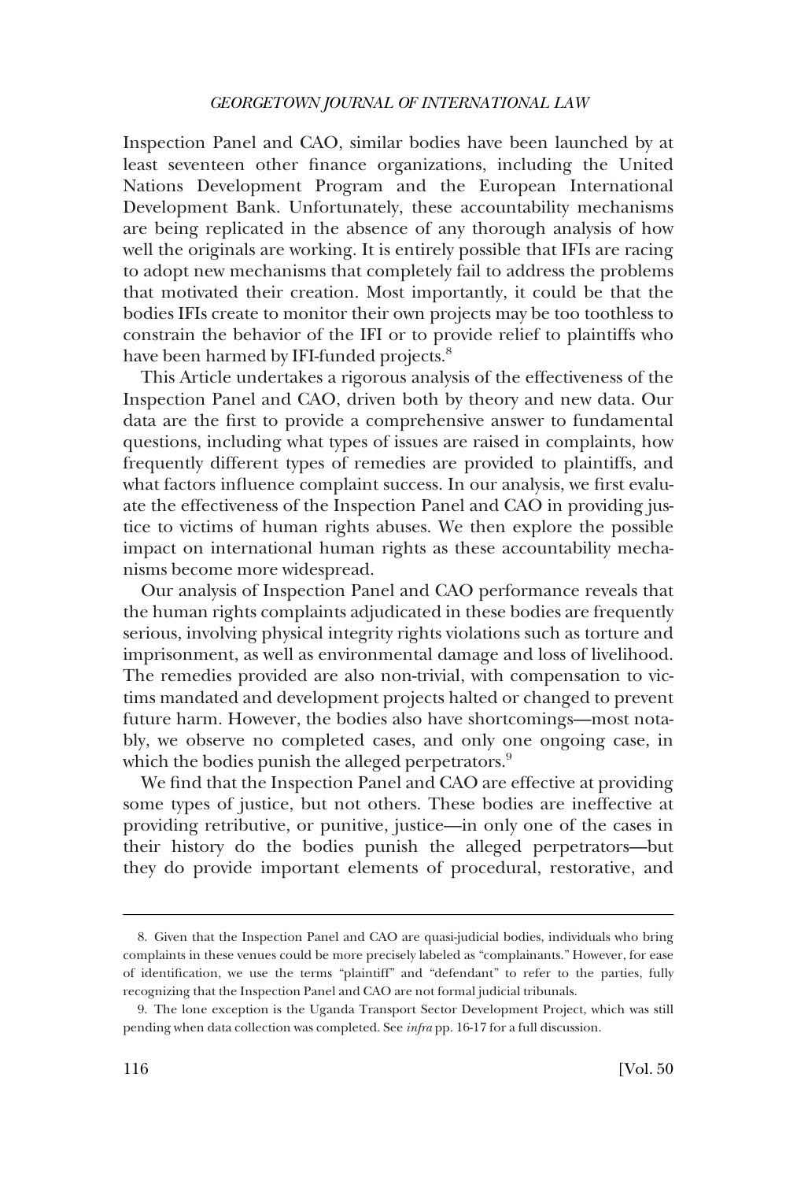Inspection Panel and CAO, similar bodies have been launched by at least seventeen other finance organizations, including the United Nations Development Program and the European International Development Bank. Unfortunately, these accountability mechanisms are being replicated in the absence of any thorough analysis of how well the originals are working. It is entirely possible that IFIs are racing to adopt new mechanisms that completely fail to address the problems that motivated their creation. Most importantly, it could be that the bodies IFIs create to monitor their own projects may be too toothless to constrain the behavior of the IFI or to provide relief to plaintiffs who have been harmed by IFI-funded projects.[8]

This Article undertakes a rigorous analysis of the effectiveness of the Inspection Panel and CAO, driven both by theory and new data. Our data are the first to provide a comprehensive answer to fundamental questions, including what types of issues are raised in complaints, how frequently different types of remedies are provided to plaintiffs, and what factors influence complaint success. In our analysis, we first evaluate the effectiveness of the Inspection Panel and CAO in providing justice to victims of human rights abuses. We then explore the possible impact on international human rights as these accountability mechanisms become more widespread.

Our analysis of Inspection Panel and CAO performance reveals that the human rights complaints adjudicated in these bodies are frequently serious, involving physical integrity rights violations such as torture and imprisonment, as well as environmental damage and loss of livelihood. The remedies provided are also non-trivial, with compensation to victims mandated and development projects halted or changed to prevent future harm. However, the bodies also have shortcomings—most notably, we observe no completed cases, and only one ongoing case, in which the bodies punish the alleged perpetrators.[9]

We find that the Inspection Panel and CAO are effective at providing some types of justice, but not others. These bodies are ineffective at providing retributive, or punitive, justice—in only one of the cases in their history do the bodies punish the alleged perpetrators—but they do provide important elements of procedural, restorative, and

---

8. Given that the Inspection Panel and CAO are quasi-judicial bodies, individuals who bring complaints in these venues could be more precisely labeled as "complainants." However, for ease of identification, we use the terms "plaintiff" and "defendant" to refer to the parties, fully recognizing that the Inspection Panel and CAO are not formal judicial tribunals.

9. The lone exception is the Uganda Transport Sector Development Project, which was still pending when data collection was completed. See *infra* pp. 16-17 for a full discussion.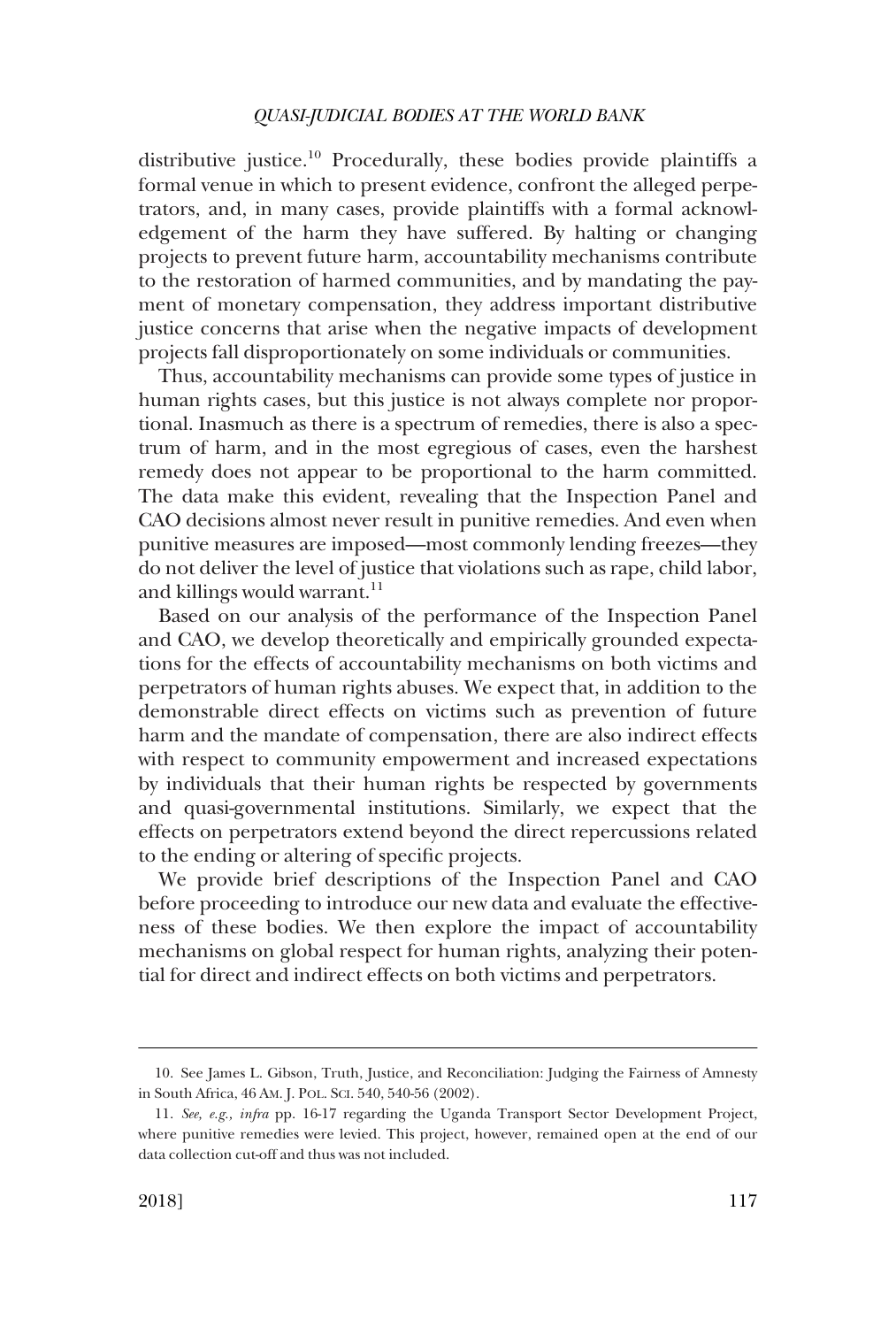distributive justice.[10] Procedurally, these bodies provide plaintiffs a formal venue in which to present evidence, confront the alleged perpetrators, and, in many cases, provide plaintiffs with a formal acknowledgement of the harm they have suffered. By halting or changing projects to prevent future harm, accountability mechanisms contribute to the restoration of harmed communities, and by mandating the payment of monetary compensation, they address important distributive justice concerns that arise when the negative impacts of development projects fall disproportionately on some individuals or communities.

Thus, accountability mechanisms can provide some types of justice in human rights cases, but this justice is not always complete nor proportional. Inasmuch as there is a spectrum of remedies, there is also a spectrum of harm, and in the most egregious of cases, even the harshest remedy does not appear to be proportional to the harm committed. The data make this evident, revealing that the Inspection Panel and CAO decisions almost never result in punitive remedies. And even when punitive measures are imposed—most commonly lending freezes—they do not deliver the level of justice that violations such as rape, child labor, and killings would warrant.[11]

Based on our analysis of the performance of the Inspection Panel and CAO, we develop theoretically and empirically grounded expectations for the effects of accountability mechanisms on both victims and perpetrators of human rights abuses. We expect that, in addition to the demonstrable direct effects on victims such as prevention of future harm and the mandate of compensation, there are also indirect effects with respect to community empowerment and increased expectations by individuals that their human rights be respected by governments and quasi-governmental institutions. Similarly, we expect that the effects on perpetrators extend beyond the direct repercussions related to the ending or altering of specific projects.

We provide brief descriptions of the Inspection Panel and CAO before proceeding to introduce our new data and evaluate the effectiveness of these bodies. We then explore the impact of accountability mechanisms on global respect for human rights, analyzing their potential for direct and indirect effects on both victims and perpetrators.

---

10. See James L. Gibson, Truth, Justice, and Reconciliation: Judging the Fairness of Amnesty in South Africa, 46 AM. J. POL. SCI. 540, 540-56 (2002).

11. *See, e.g., infra* pp. 16-17 regarding the Uganda Transport Sector Development Project, where punitive remedies were levied. This project, however, remained open at the end of our data collection cut-off and thus was not included.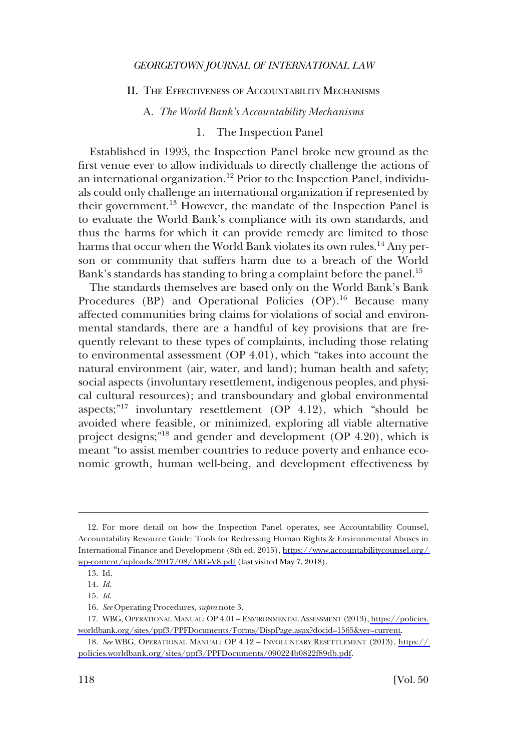## II. The Effectiveness of Accountability Mechanisms

### A. *The World Bank's Accountability Mechanisms*

#### 1. The Inspection Panel

Established in 1993, the Inspection Panel broke new ground as the first venue ever to allow individuals to directly challenge the actions of an international organization.[12] Prior to the Inspection Panel, individuals could only challenge an international organization if represented by their government.[13] However, the mandate of the Inspection Panel is to evaluate the World Bank's compliance with its own standards, and thus the harms for which it can provide remedy are limited to those harms that occur when the World Bank violates its own rules.[14] Any person or community that suffers harm due to a breach of the World Bank's standards has standing to bring a complaint before the panel.[15]

The standards themselves are based only on the World Bank's Bank Procedures (BP) and Operational Policies (OP).[16] Because many affected communities bring claims for violations of social and environmental standards, there are a handful of key provisions that are frequently relevant to these types of complaints, including those relating to environmental assessment (OP 4.01), which "takes into account the natural environment (air, water, and land); human health and safety; social aspects (involuntary resettlement, indigenous peoples, and physical cultural resources); and transboundary and global environmental aspects;"[17] involuntary resettlement (OP 4.12), which "should be avoided where feasible, or minimized, exploring all viable alternative project designs;"[18] and gender and development (OP 4.20), which is meant "to assist member countries to reduce poverty and enhance economic growth, human well-being, and development effectiveness by

---

12. For more detail on how the Inspection Panel operates, see Accountability Counsel, Accountability Resource Guide: Tools for Redressing Human Rights & Environmental Abuses in International Finance and Development (8th ed. 2015), https://www.accountabilitycounsel.org/wp-content/uploads/2017/08/ARG-V8.pdf (last visited May 7, 2018).

13. Id.

14. *Id.*

15. *Id.*

16. *See* Operating Procedures, *supra* note 3.

17. WBG, Operational Manual: OP 4.01 – Environmental Assessment (2013), https://policies.worldbank.org/sites/ppf3/PPFDocuments/Forms/DispPage.aspx?docid=1565&ver=current.

18. *See* WBG, Operational Manual: OP 4.12 – Involuntary Resettlement (2013), https://policies.worldbank.org/sites/ppf3/PPFDocuments/090224b0822f89db.pdf.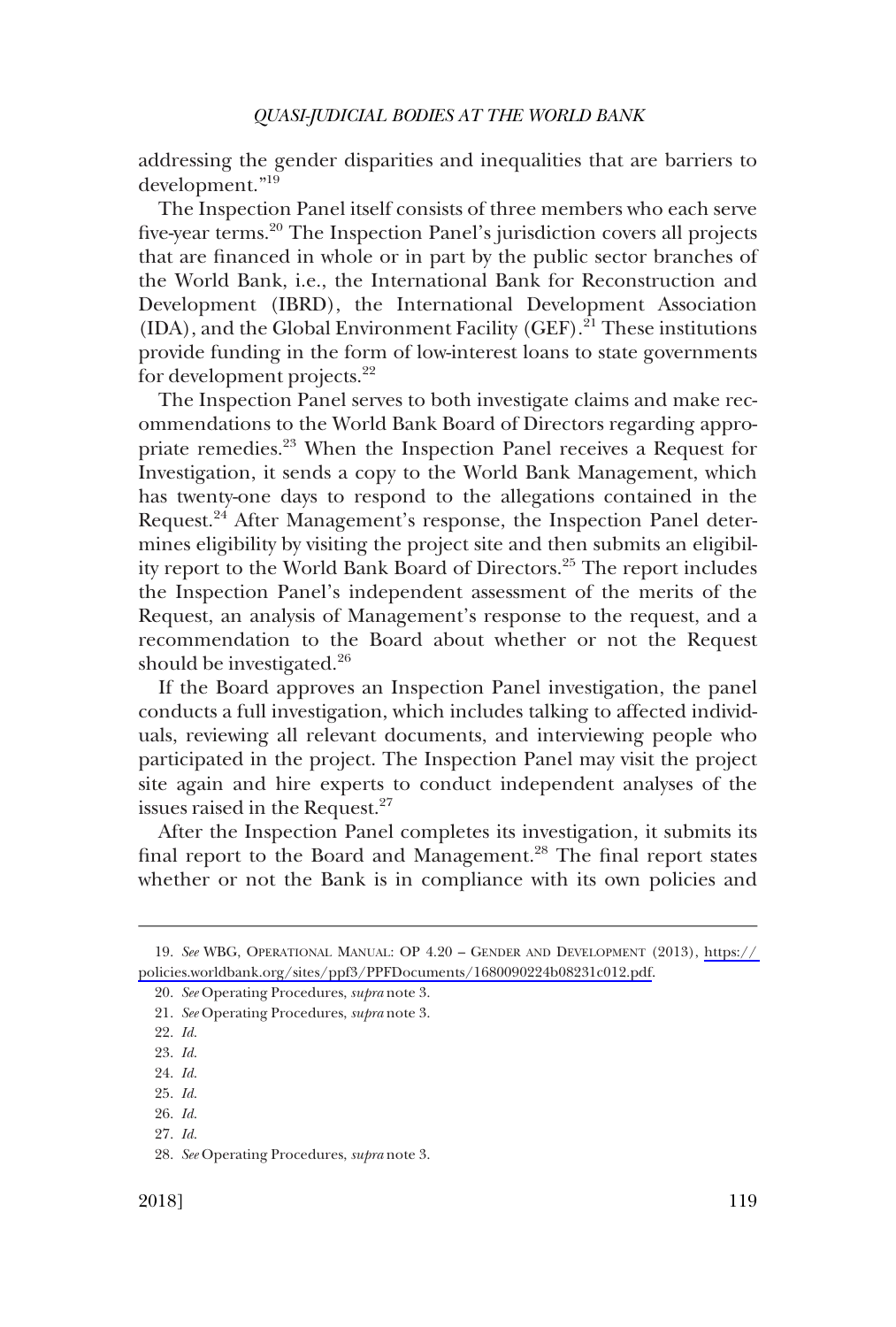addressing the gender disparities and inequalities that are barriers to development."[19]

The Inspection Panel itself consists of three members who each serve five-year terms.[20] The Inspection Panel's jurisdiction covers all projects that are financed in whole or in part by the public sector branches of the World Bank, i.e., the International Bank for Reconstruction and Development (IBRD), the International Development Association (IDA), and the Global Environment Facility (GEF).[21] These institutions provide funding in the form of low-interest loans to state governments for development projects.[22]

The Inspection Panel serves to both investigate claims and make recommendations to the World Bank Board of Directors regarding appropriate remedies.[23] When the Inspection Panel receives a Request for Investigation, it sends a copy to the World Bank Management, which has twenty-one days to respond to the allegations contained in the Request.[24] After Management's response, the Inspection Panel determines eligibility by visiting the project site and then submits an eligibility report to the World Bank Board of Directors.[25] The report includes the Inspection Panel's independent assessment of the merits of the Request, an analysis of Management's response to the request, and a recommendation to the Board about whether or not the Request should be investigated.[26]

If the Board approves an Inspection Panel investigation, the panel conducts a full investigation, which includes talking to affected individuals, reviewing all relevant documents, and interviewing people who participated in the project. The Inspection Panel may visit the project site again and hire experts to conduct independent analyses of the issues raised in the Request.[27]

After the Inspection Panel completes its investigation, it submits its final report to the Board and Management.[28] The final report states whether or not the Bank is in compliance with its own policies and

---

19. *See* WBG, OPERATIONAL MANUAL: OP 4.20 – GENDER AND DEVELOPMENT (2013), https://policies.worldbank.org/sites/ppf3/PPFDocuments/1680090224b08231c012.pdf.

20. *See* Operating Procedures, *supra* note 3.

21. *See* Operating Procedures, *supra* note 3.

22. *Id.*

23. *Id.*

24. *Id.*

25. *Id.*

26. *Id.*

27. *Id.*

28. *See* Operating Procedures, *supra* note 3.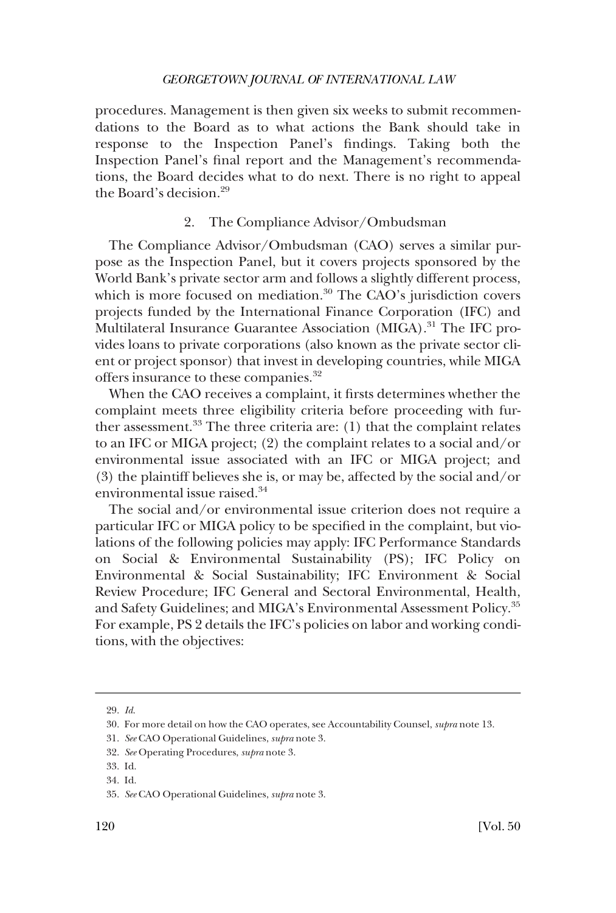procedures. Management is then given six weeks to submit recommendations to the Board as to what actions the Bank should take in response to the Inspection Panel's findings. Taking both the Inspection Panel's final report and the Management's recommendations, the Board decides what to do next. There is no right to appeal the Board's decision.[29]

### 2. The Compliance Advisor/Ombudsman

The Compliance Advisor/Ombudsman (CAO) serves a similar purpose as the Inspection Panel, but it covers projects sponsored by the World Bank's private sector arm and follows a slightly different process, which is more focused on mediation.[30] The CAO's jurisdiction covers projects funded by the International Finance Corporation (IFC) and Multilateral Insurance Guarantee Association (MIGA).[31] The IFC provides loans to private corporations (also known as the private sector client or project sponsor) that invest in developing countries, while MIGA offers insurance to these companies.[32]

When the CAO receives a complaint, it firsts determines whether the complaint meets three eligibility criteria before proceeding with further assessment.[33] The three criteria are: (1) that the complaint relates to an IFC or MIGA project; (2) the complaint relates to a social and/or environmental issue associated with an IFC or MIGA project; and (3) the plaintiff believes she is, or may be, affected by the social and/or environmental issue raised.[34]

The social and/or environmental issue criterion does not require a particular IFC or MIGA policy to be specified in the complaint, but violations of the following policies may apply: IFC Performance Standards on Social & Environmental Sustainability (PS); IFC Policy on Environmental & Social Sustainability; IFC Environment & Social Review Procedure; IFC General and Sectoral Environmental, Health, and Safety Guidelines; and MIGA's Environmental Assessment Policy.[35] For example, PS 2 details the IFC's policies on labor and working conditions, with the objectives:

---

29. *Id.*

30. For more detail on how the CAO operates, see Accountability Counsel, *supra* note 13.

31. *See* CAO Operational Guidelines, *supra* note 3.

32. *See* Operating Procedures, *supra* note 3.

33. Id.

34. Id.

35. *See* CAO Operational Guidelines, *supra* note 3.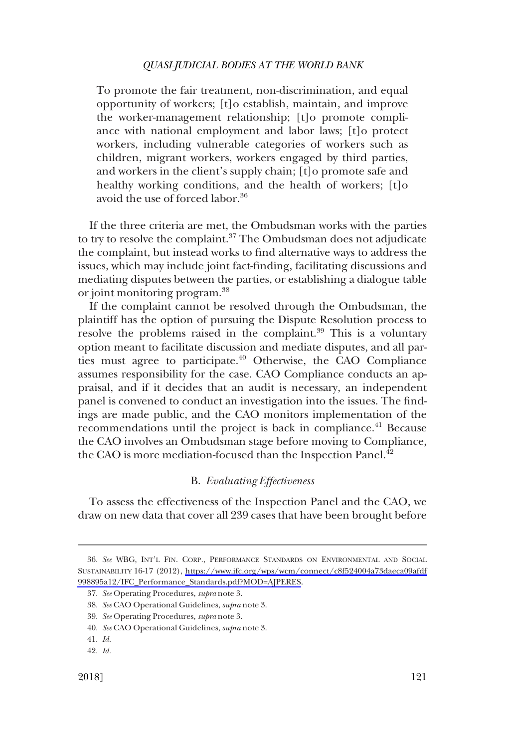> To promote the fair treatment, non-discrimination, and equal opportunity of workers; [t]o establish, maintain, and improve the worker-management relationship; [t]o promote compliance with national employment and labor laws; [t]o protect workers, including vulnerable categories of workers such as children, migrant workers, workers engaged by third parties, and workers in the client's supply chain; [t]o promote safe and healthy working conditions, and the health of workers; [t]o avoid the use of forced labor.[36]

If the three criteria are met, the Ombudsman works with the parties to try to resolve the complaint.[37] The Ombudsman does not adjudicate the complaint, but instead works to find alternative ways to address the issues, which may include joint fact-finding, facilitating discussions and mediating disputes between the parties, or establishing a dialogue table or joint monitoring program.[38]

If the complaint cannot be resolved through the Ombudsman, the plaintiff has the option of pursuing the Dispute Resolution process to resolve the problems raised in the complaint.[39] This is a voluntary option meant to facilitate discussion and mediate disputes, and all parties must agree to participate.[40] Otherwise, the CAO Compliance assumes responsibility for the case. CAO Compliance conducts an appraisal, and if it decides that an audit is necessary, an independent panel is convened to conduct an investigation into the issues. The findings are made public, and the CAO monitors implementation of the recommendations until the project is back in compliance.[41] Because the CAO involves an Ombudsman stage before moving to Compliance, the CAO is more mediation-focused than the Inspection Panel.[42]

### B. *Evaluating Effectiveness*

To assess the effectiveness of the Inspection Panel and the CAO, we draw on new data that cover all 239 cases that have been brought before

---

36. *See* WBG, INT'L FIN. CORP., PERFORMANCE STANDARDS ON ENVIRONMENTAL AND SOCIAL SUSTAINABILITY 16-17 (2012), https://www.ifc.org/wps/wcm/connect/c8f524004a73daeca09afdf998895a12/IFC_Performance_Standards.pdf?MOD=AJPERES.

37. *See* Operating Procedures, *supra* note 3.

38. *See* CAO Operational Guidelines, *supra* note 3.

39. *See* Operating Procedures, *supra* note 3.

40. *See* CAO Operational Guidelines, *supra* note 3.

41. *Id.*

42. *Id.*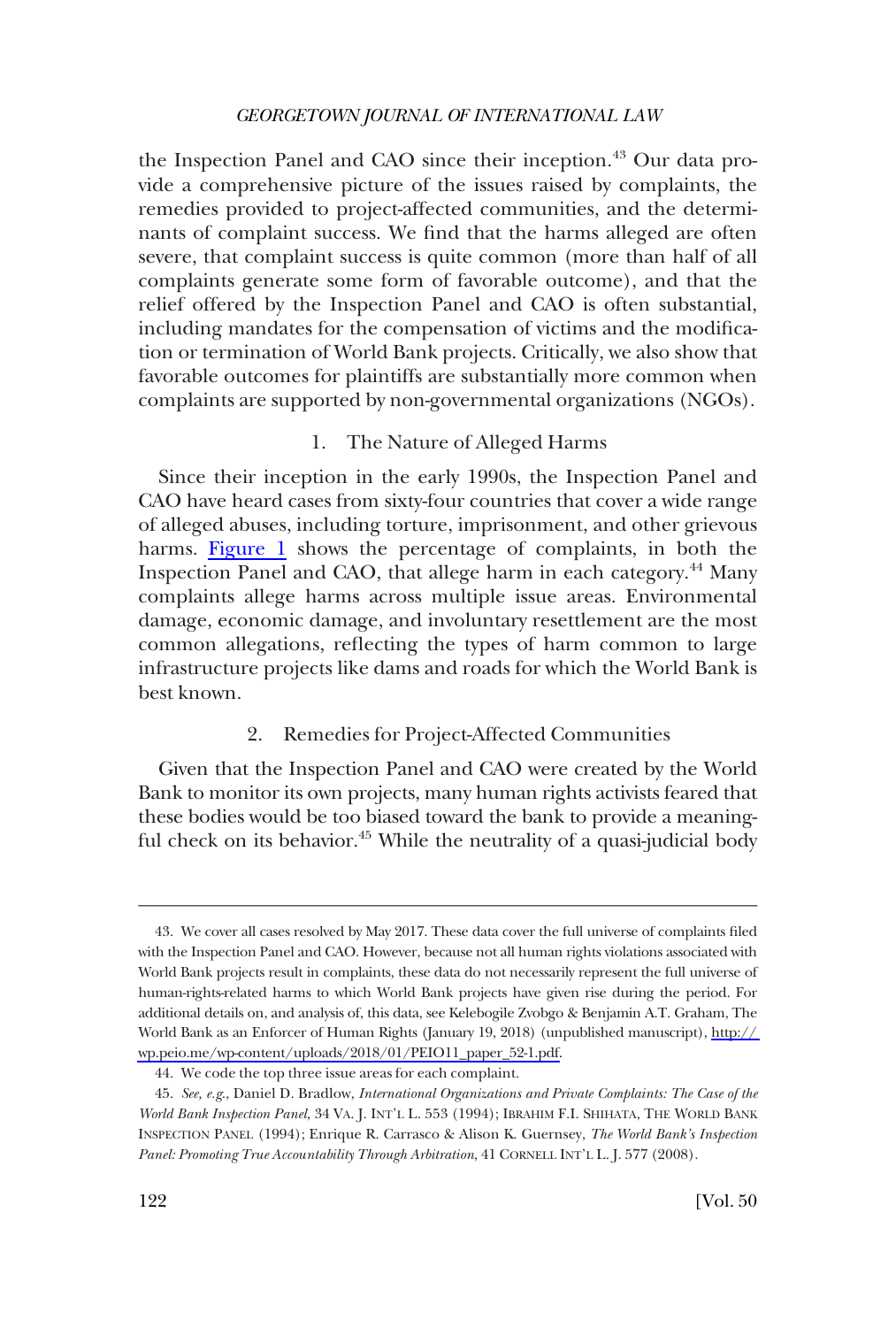the Inspection Panel and CAO since their inception.[43] Our data provide a comprehensive picture of the issues raised by complaints, the remedies provided to project-affected communities, and the determinants of complaint success. We find that the harms alleged are often severe, that complaint success is quite common (more than half of all complaints generate some form of favorable outcome), and that the relief offered by the Inspection Panel and CAO is often substantial, including mandates for the compensation of victims and the modification or termination of World Bank projects. Critically, we also show that favorable outcomes for plaintiffs are substantially more common when complaints are supported by non-governmental organizations (NGOs).

### 1. The Nature of Alleged Harms

Since their inception in the early 1990s, the Inspection Panel and CAO have heard cases from sixty-four countries that cover a wide range of alleged abuses, including torture, imprisonment, and other grievous harms. Figure 1 shows the percentage of complaints, in both the Inspection Panel and CAO, that allege harm in each category.[44] Many complaints allege harms across multiple issue areas. Environmental damage, economic damage, and involuntary resettlement are the most common allegations, reflecting the types of harm common to large infrastructure projects like dams and roads for which the World Bank is best known.

### 2. Remedies for Project-Affected Communities

Given that the Inspection Panel and CAO were created by the World Bank to monitor its own projects, many human rights activists feared that these bodies would be too biased toward the bank to provide a meaningful check on its behavior.[45] While the neutrality of a quasi-judicial body

---

43. We cover all cases resolved by May 2017. These data cover the full universe of complaints filed with the Inspection Panel and CAO. However, because not all human rights violations associated with World Bank projects result in complaints, these data do not necessarily represent the full universe of human-rights-related harms to which World Bank projects have given rise during the period. For additional details on, and analysis of, this data, see Kelebogile Zvobgo & Benjamin A.T. Graham, The World Bank as an Enforcer of Human Rights (January 19, 2018) (unpublished manuscript), http://wp.peio.me/wp-content/uploads/2018/01/PEIO11_paper_52-1.pdf.

44. We code the top three issue areas for each complaint.

45. *See, e.g.*, Daniel D. Bradlow, *International Organizations and Private Complaints: The Case of the World Bank Inspection Panel*, 34 VA. J. INT'L L. 553 (1994); IBRAHIM F.I. SHIHATA, THE WORLD BANK INSPECTION PANEL (1994); Enrique R. Carrasco & Alison K. Guernsey, *The World Bank's Inspection Panel: Promoting True Accountability Through Arbitration*, 41 CORNELL INT'L L. J. 577 (2008).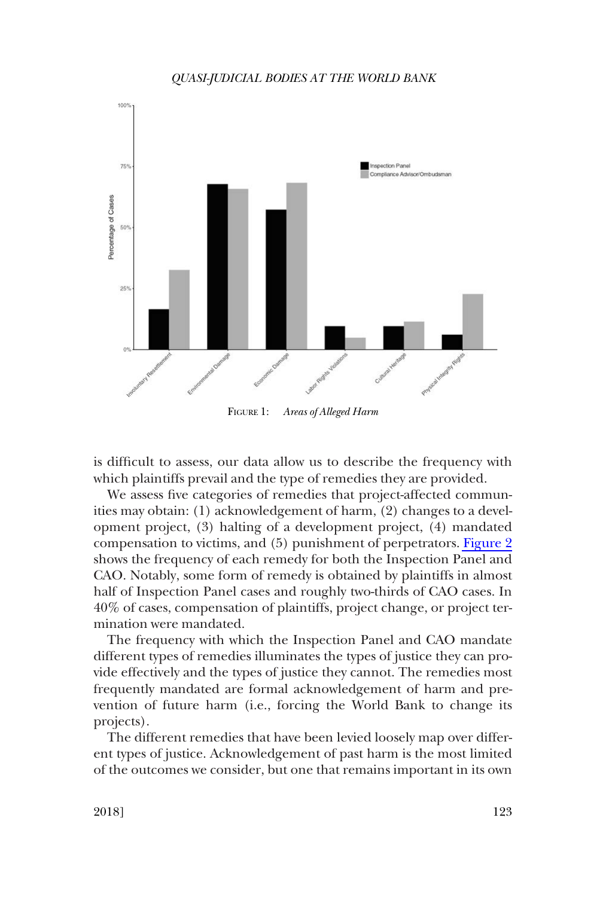FIGURE 1: *Areas of Alleged Harm*

is difficult to assess, our data allow us to describe the frequency with which plaintiffs prevail and the type of remedies they are provided.

We assess five categories of remedies that project-affected communities may obtain: (1) acknowledgement of harm, (2) changes to a development project, (3) halting of a development project, (4) mandated compensation to victims, and (5) punishment of perpetrators. Figure 2 shows the frequency of each remedy for both the Inspection Panel and CAO. Notably, some form of remedy is obtained by plaintiffs in almost half of Inspection Panel cases and roughly two-thirds of CAO cases. In 40% of cases, compensation of plaintiffs, project change, or project termination were mandated.

The frequency with which the Inspection Panel and CAO mandate different types of remedies illuminates the types of justice they can provide effectively and the types of justice they cannot. The remedies most frequently mandated are formal acknowledgement of harm and prevention of future harm (i.e., forcing the World Bank to change its projects).

The different remedies that have been levied loosely map over different types of justice. Acknowledgement of past harm is the most limited of the outcomes we consider, but one that remains important in its own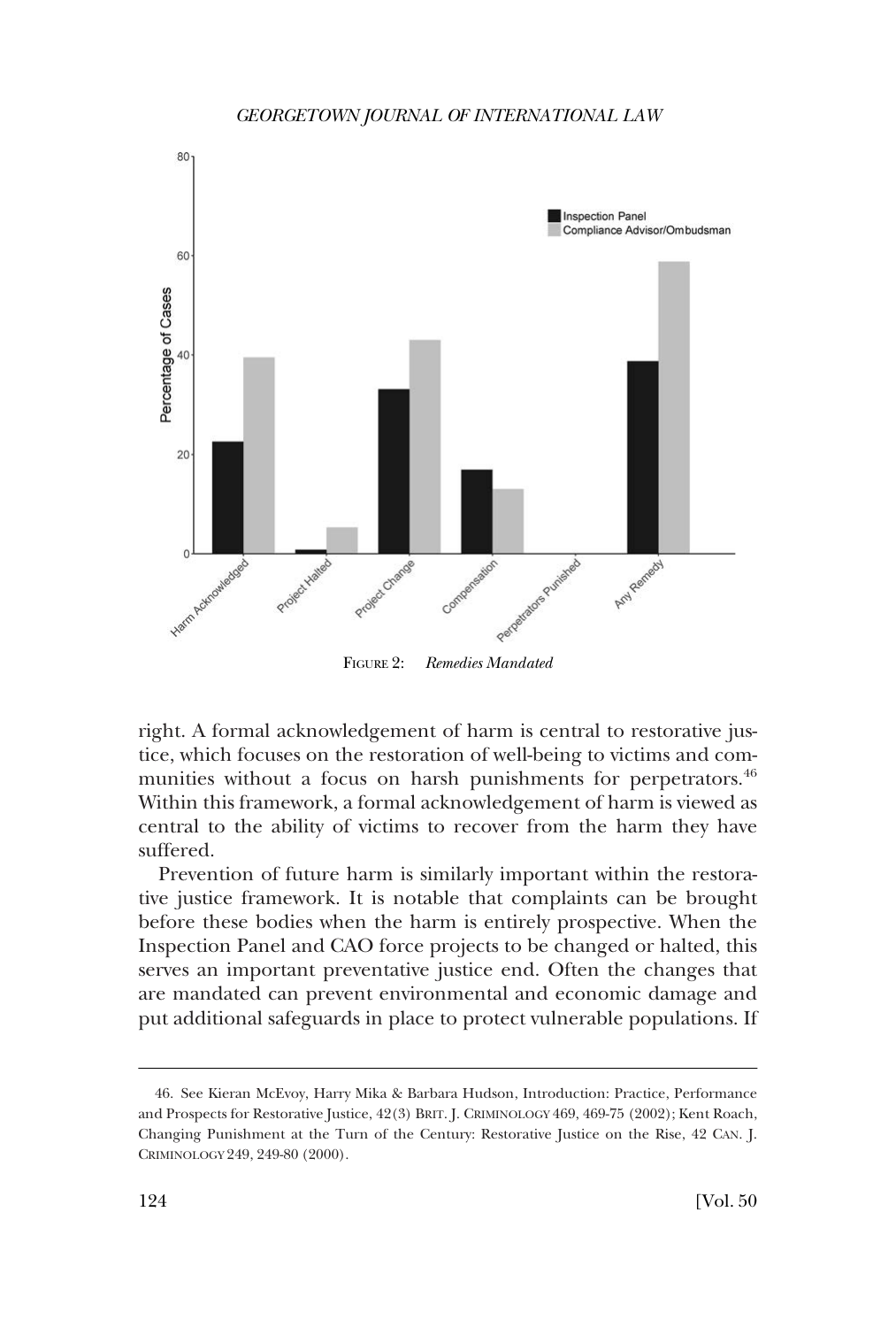FIGURE 2: *Remedies Mandated*

right. A formal acknowledgement of harm is central to restorative justice, which focuses on the restoration of well-being to victims and communities without a focus on harsh punishments for perpetrators.[46] Within this framework, a formal acknowledgement of harm is viewed as central to the ability of victims to recover from the harm they have suffered.

Prevention of future harm is similarly important within the restorative justice framework. It is notable that complaints can be brought before these bodies when the harm is entirely prospective. When the Inspection Panel and CAO force projects to be changed or halted, this serves an important preventative justice end. Often the changes that are mandated can prevent environmental and economic damage and put additional safeguards in place to protect vulnerable populations. If

46. See Kieran McEvoy, Harry Mika & Barbara Hudson, Introduction: Practice, Performance and Prospects for Restorative Justice, 42(3) BRIT. J. CRIMINOLOGY 469, 469-75 (2002); Kent Roach, Changing Punishment at the Turn of the Century: Restorative Justice on the Rise, 42 CAN. J. CRIMINOLOGY 249, 249-80 (2000).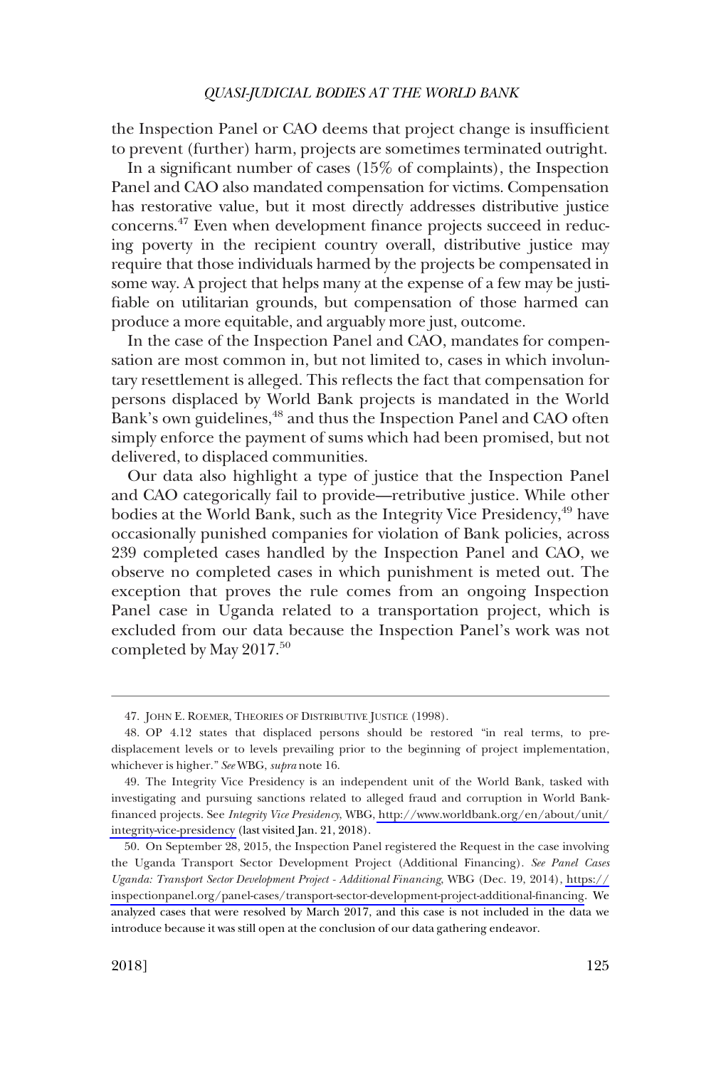the Inspection Panel or CAO deems that project change is insufficient to prevent (further) harm, projects are sometimes terminated outright.

In a significant number of cases (15% of complaints), the Inspection Panel and CAO also mandated compensation for victims. Compensation has restorative value, but it most directly addresses distributive justice concerns.[47] Even when development finance projects succeed in reducing poverty in the recipient country overall, distributive justice may require that those individuals harmed by the projects be compensated in some way. A project that helps many at the expense of a few may be justifiable on utilitarian grounds, but compensation of those harmed can produce a more equitable, and arguably more just, outcome.

In the case of the Inspection Panel and CAO, mandates for compensation are most common in, but not limited to, cases in which involuntary resettlement is alleged. This reflects the fact that compensation for persons displaced by World Bank projects is mandated in the World Bank's own guidelines,[48] and thus the Inspection Panel and CAO often simply enforce the payment of sums which had been promised, but not delivered, to displaced communities.

Our data also highlight a type of justice that the Inspection Panel and CAO categorically fail to provide—retributive justice. While other bodies at the World Bank, such as the Integrity Vice Presidency,[49] have occasionally punished companies for violation of Bank policies, across 239 completed cases handled by the Inspection Panel and CAO, we observe no completed cases in which punishment is meted out. The exception that proves the rule comes from an ongoing Inspection Panel case in Uganda related to a transportation project, which is excluded from our data because the Inspection Panel's work was not completed by May 2017.[50]

---

47. JOHN E. ROEMER, THEORIES OF DISTRIBUTIVE JUSTICE (1998).

48. OP 4.12 states that displaced persons should be restored "in real terms, to pre-displacement levels or to levels prevailing prior to the beginning of project implementation, whichever is higher." *See* WBG, *supra* note 16.

49. The Integrity Vice Presidency is an independent unit of the World Bank, tasked with investigating and pursuing sanctions related to alleged fraud and corruption in World Bank-financed projects. See *Integrity Vice Presidency*, WBG, http://www.worldbank.org/en/about/unit/integrity-vice-presidency (last visited Jan. 21, 2018).

50. On September 28, 2015, the Inspection Panel registered the Request in the case involving the Uganda Transport Sector Development Project (Additional Financing). *See Panel Cases Uganda: Transport Sector Development Project - Additional Financing*, WBG (Dec. 19, 2014), https://inspectionpanel.org/panel-cases/transport-sector-development-project-additional-financing. We analyzed cases that were resolved by March 2017, and this case is not included in the data we introduce because it was still open at the conclusion of our data gathering endeavor.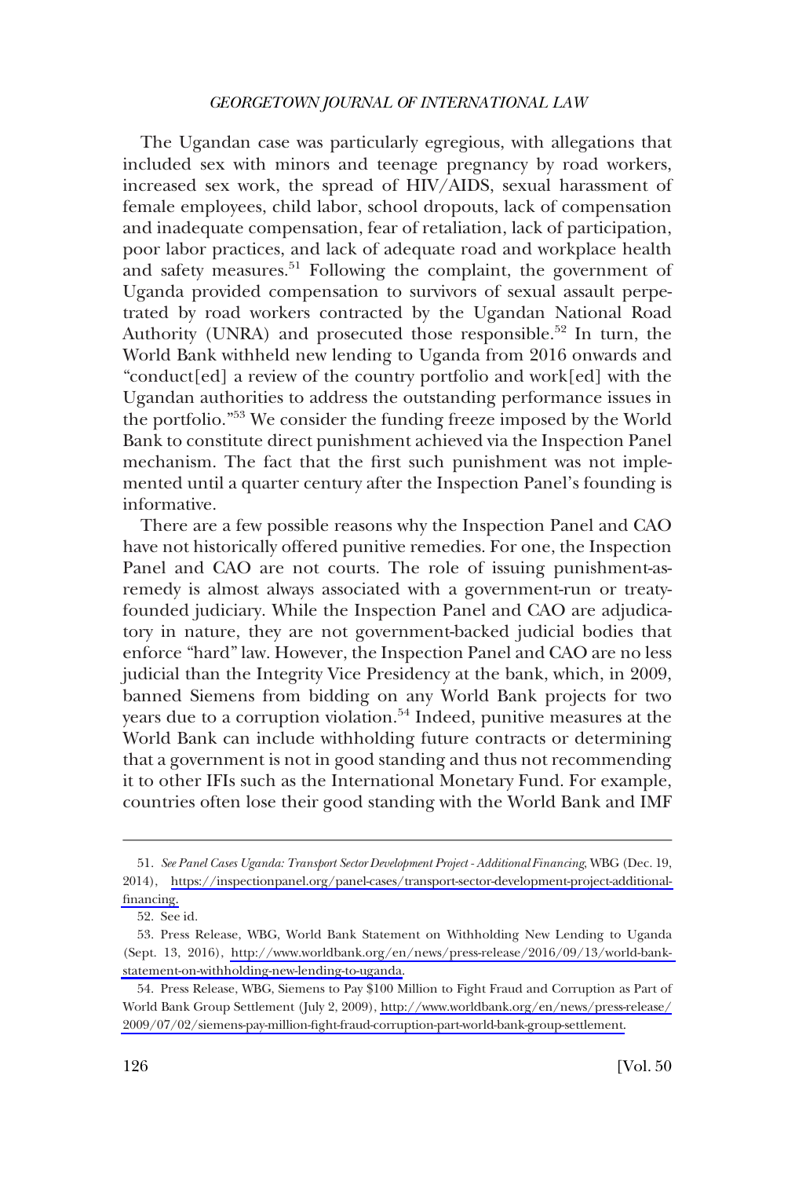The Ugandan case was particularly egregious, with allegations that included sex with minors and teenage pregnancy by road workers, increased sex work, the spread of HIV/AIDS, sexual harassment of female employees, child labor, school dropouts, lack of compensation and inadequate compensation, fear of retaliation, lack of participation, poor labor practices, and lack of adequate road and workplace health and safety measures.[51] Following the complaint, the government of Uganda provided compensation to survivors of sexual assault perpetrated by road workers contracted by the Ugandan National Road Authority (UNRA) and prosecuted those responsible.[52] In turn, the World Bank withheld new lending to Uganda from 2016 onwards and "conduct[ed] a review of the country portfolio and work[ed] with the Ugandan authorities to address the outstanding performance issues in the portfolio."[53] We consider the funding freeze imposed by the World Bank to constitute direct punishment achieved via the Inspection Panel mechanism. The fact that the first such punishment was not implemented until a quarter century after the Inspection Panel's founding is informative.

There are a few possible reasons why the Inspection Panel and CAO have not historically offered punitive remedies. For one, the Inspection Panel and CAO are not courts. The role of issuing punishment-as-remedy is almost always associated with a government-run or treaty-founded judiciary. While the Inspection Panel and CAO are adjudicatory in nature, they are not government-backed judicial bodies that enforce "hard" law. However, the Inspection Panel and CAO are no less judicial than the Integrity Vice Presidency at the bank, which, in 2009, banned Siemens from bidding on any World Bank projects for two years due to a corruption violation.[54] Indeed, punitive measures at the World Bank can include withholding future contracts or determining that a government is not in good standing and thus not recommending it to other IFIs such as the International Monetary Fund. For example, countries often lose their good standing with the World Bank and IMF

---

51. *See Panel Cases Uganda: Transport Sector Development Project - Additional Financing*, WBG (Dec. 19, 2014), https://inspectionpanel.org/panel-cases/transport-sector-development-project-additional-financing.

52. See id.

53. Press Release, WBG, World Bank Statement on Withholding New Lending to Uganda (Sept. 13, 2016), http://www.worldbank.org/en/news/press-release/2016/09/13/world-bank-statement-on-withholding-new-lending-to-uganda.

54. Press Release, WBG, Siemens to Pay $100 Million to Fight Fraud and Corruption as Part of World Bank Group Settlement (July 2, 2009), http://www.worldbank.org/en/news/press-release/2009/07/02/siemens-pay-million-fight-fraud-corruption-part-world-bank-group-settlement.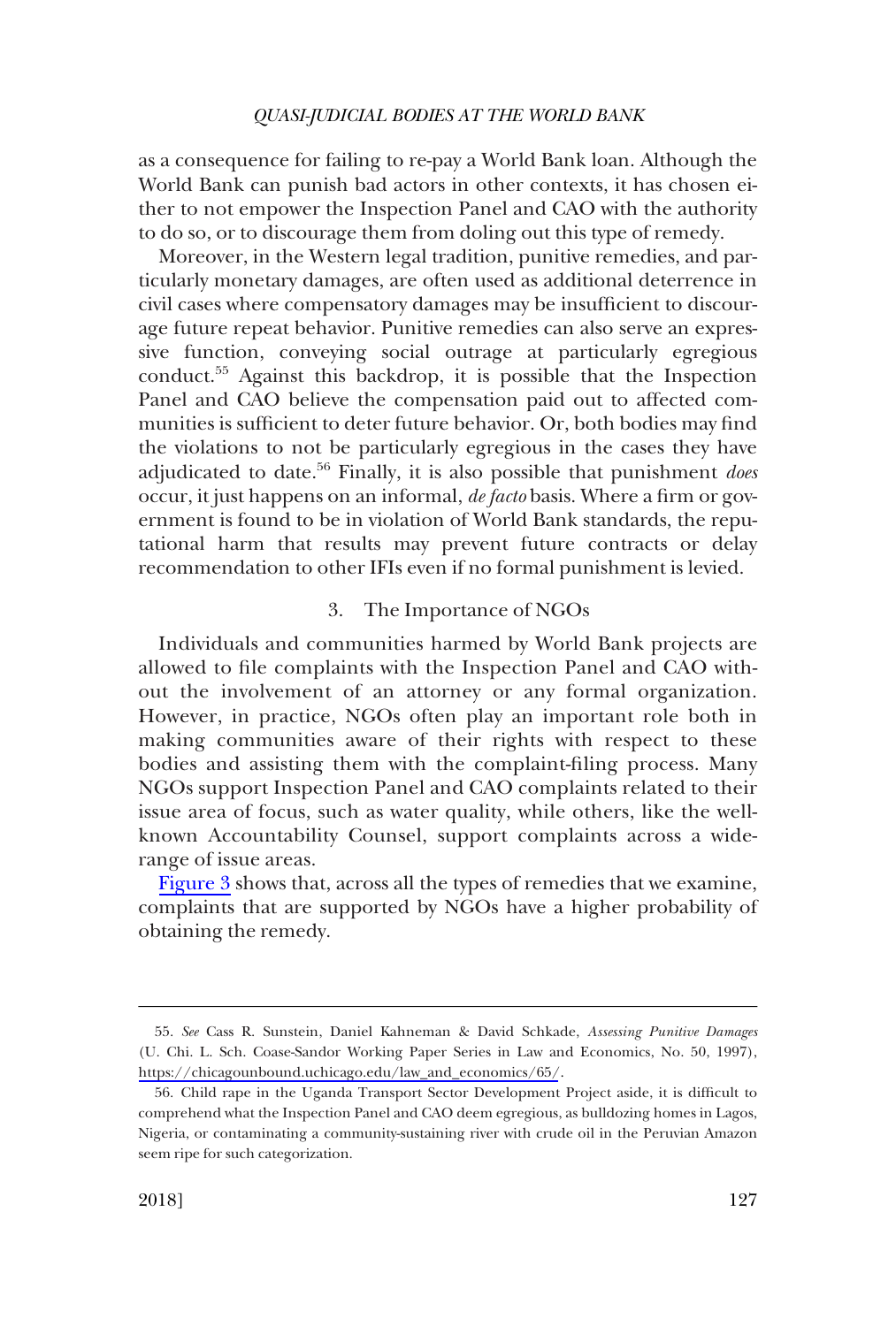as a consequence for failing to re-pay a World Bank loan. Although the World Bank can punish bad actors in other contexts, it has chosen either to not empower the Inspection Panel and CAO with the authority to do so, or to discourage them from doling out this type of remedy.

Moreover, in the Western legal tradition, punitive remedies, and particularly monetary damages, are often used as additional deterrence in civil cases where compensatory damages may be insufficient to discourage future repeat behavior. Punitive remedies can also serve an expressive function, conveying social outrage at particularly egregious conduct.[55] Against this backdrop, it is possible that the Inspection Panel and CAO believe the compensation paid out to affected communities is sufficient to deter future behavior. Or, both bodies may find the violations to not be particularly egregious in the cases they have adjudicated to date.[56] Finally, it is also possible that punishment *does* occur, it just happens on an informal, *de facto* basis. Where a firm or government is found to be in violation of World Bank standards, the reputational harm that results may prevent future contracts or delay recommendation to other IFIs even if no formal punishment is levied.

### 3. The Importance of NGOs

Individuals and communities harmed by World Bank projects are allowed to file complaints with the Inspection Panel and CAO without the involvement of an attorney or any formal organization. However, in practice, NGOs often play an important role both in making communities aware of their rights with respect to these bodies and assisting them with the complaint-filing process. Many NGOs support Inspection Panel and CAO complaints related to their issue area of focus, such as water quality, while others, like the well-known Accountability Counsel, support complaints across a wide-range of issue areas.

Figure 3 shows that, across all the types of remedies that we examine, complaints that are supported by NGOs have a higher probability of obtaining the remedy.

---

55. *See* Cass R. Sunstein, Daniel Kahneman & David Schkade, *Assessing Punitive Damages* (U. Chi. L. Sch. Coase-Sandor Working Paper Series in Law and Economics, No. 50, 1997), https://chicagounbound.uchicago.edu/law_and_economics/65/.

56. Child rape in the Uganda Transport Sector Development Project aside, it is difficult to comprehend what the Inspection Panel and CAO deem egregious, as bulldozing homes in Lagos, Nigeria, or contaminating a community-sustaining river with crude oil in the Peruvian Amazon seem ripe for such categorization.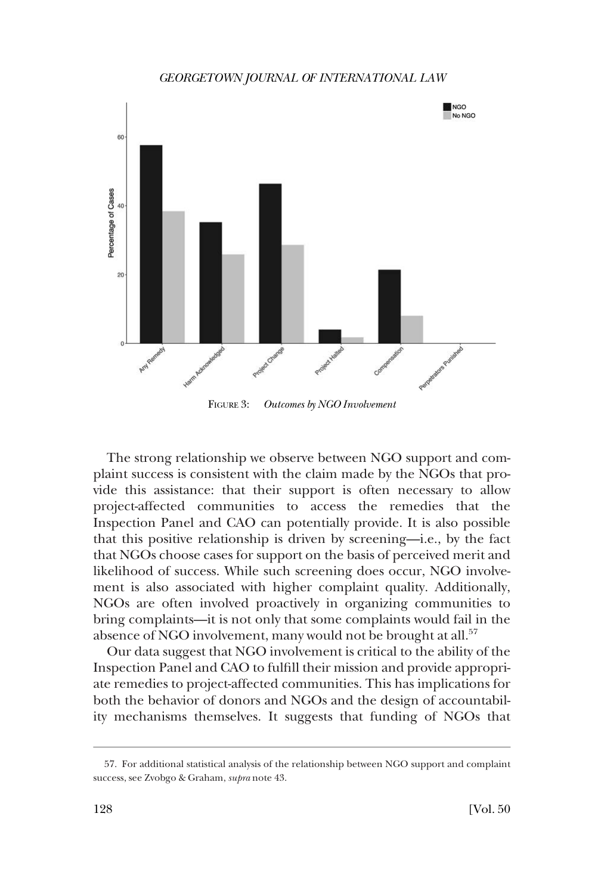FIGURE 3: *Outcomes by NGO Involvement*

The strong relationship we observe between NGO support and complaint success is consistent with the claim made by the NGOs that provide this assistance: that their support is often necessary to allow project-affected communities to access the remedies that the Inspection Panel and CAO can potentially provide. It is also possible that this positive relationship is driven by screening—i.e., by the fact that NGOs choose cases for support on the basis of perceived merit and likelihood of success. While such screening does occur, NGO involvement is also associated with higher complaint quality. Additionally, NGOs are often involved proactively in organizing communities to bring complaints—it is not only that some complaints would fail in the absence of NGO involvement, many would not be brought at all.[57]

Our data suggest that NGO involvement is critical to the ability of the Inspection Panel and CAO to fulfill their mission and provide appropriate remedies to project-affected communities. This has implications for both the behavior of donors and NGOs and the design of accountability mechanisms themselves. It suggests that funding of NGOs that

---

57. For additional statistical analysis of the relationship between NGO support and complaint success, see Zvobgo & Graham, *supra* note 43.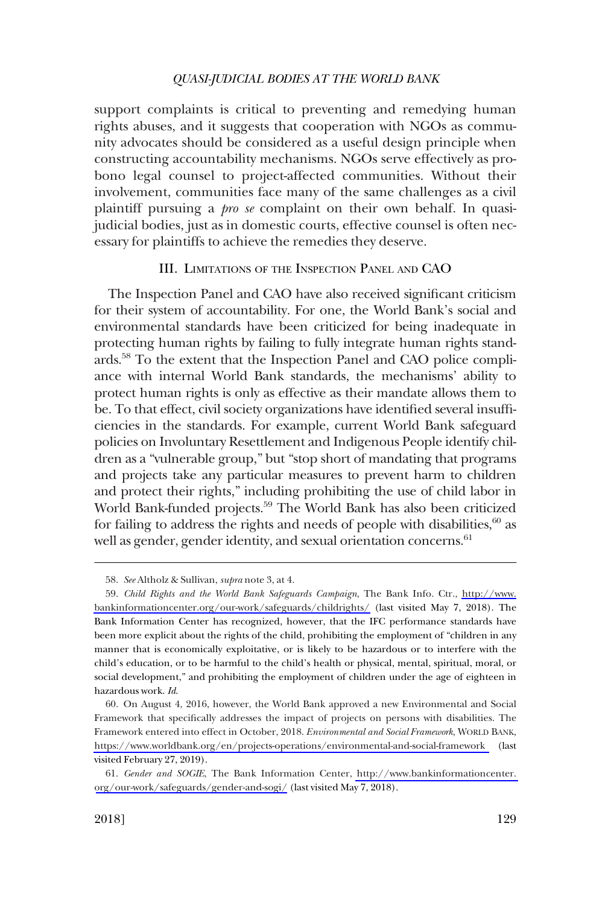support complaints is critical to preventing and remedying human rights abuses, and it suggests that cooperation with NGOs as community advocates should be considered as a useful design principle when constructing accountability mechanisms. NGOs serve effectively as pro-bono legal counsel to project-affected communities. Without their involvement, communities face many of the same challenges as a civil plaintiff pursuing a *pro se* complaint on their own behalf. In quasi-judicial bodies, just as in domestic courts, effective counsel is often necessary for plaintiffs to achieve the remedies they deserve.

## III. Limitations of the Inspection Panel and CAO

The Inspection Panel and CAO have also received significant criticism for their system of accountability. For one, the World Bank's social and environmental standards have been criticized for being inadequate in protecting human rights by failing to fully integrate human rights standards.[58] To the extent that the Inspection Panel and CAO police compliance with internal World Bank standards, the mechanisms' ability to protect human rights is only as effective as their mandate allows them to be. To that effect, civil society organizations have identified several insufficiencies in the standards. For example, current World Bank safeguard policies on Involuntary Resettlement and Indigenous People identify children as a "vulnerable group," but "stop short of mandating that programs and projects take any particular measures to prevent harm to children and protect their rights," including prohibiting the use of child labor in World Bank-funded projects.[59] The World Bank has also been criticized for failing to address the rights and needs of people with disabilities,[60] as well as gender, gender identity, and sexual orientation concerns.[61]

---

58. *See* Altholz & Sullivan, *supra* note 3, at 4.

59. *Child Rights and the World Bank Safeguards Campaign*, The Bank Info. Ctr., http://www.bankinformationcenter.org/our-work/safeguards/childrights/ (last visited May 7, 2018). The Bank Information Center has recognized, however, that the IFC performance standards have been more explicit about the rights of the child, prohibiting the employment of "children in any manner that is economically exploitative, or is likely to be hazardous or to interfere with the child's education, or to be harmful to the child's health or physical, mental, spiritual, moral, or social development," and prohibiting the employment of children under the age of eighteen in hazardous work. *Id.*

60. On August 4, 2016, however, the World Bank approved a new Environmental and Social Framework that specifically addresses the impact of projects on persons with disabilities. The Framework entered into effect in October, 2018. *Environmental and Social Framework*, World Bank, https://www.worldbank.org/en/projects-operations/environmental-and-social-framework (last visited February 27, 2019).

61. *Gender and SOGIE*, The Bank Information Center, http://www.bankinformationcenter.org/our-work/safeguards/gender-and-sogi/ (last visited May 7, 2018).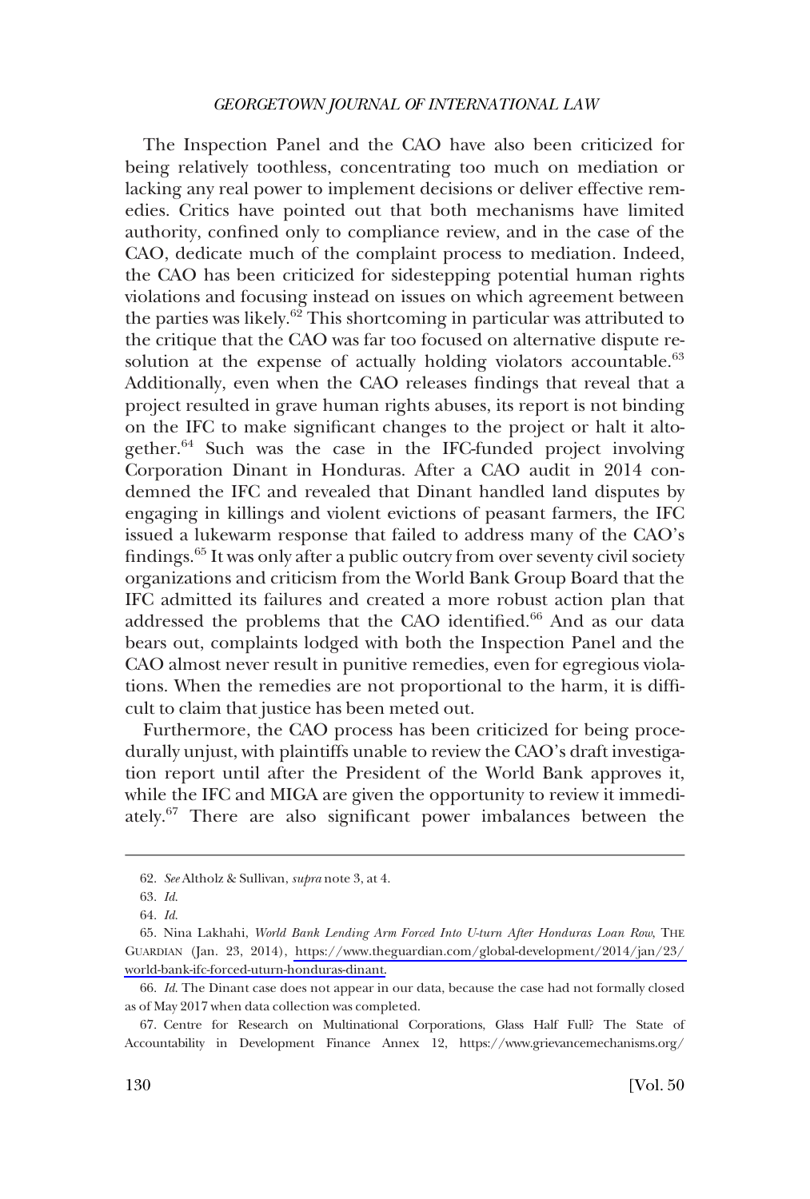The Inspection Panel and the CAO have also been criticized for being relatively toothless, concentrating too much on mediation or lacking any real power to implement decisions or deliver effective remedies. Critics have pointed out that both mechanisms have limited authority, confined only to compliance review, and in the case of the CAO, dedicate much of the complaint process to mediation. Indeed, the CAO has been criticized for sidestepping potential human rights violations and focusing instead on issues on which agreement between the parties was likely.[62] This shortcoming in particular was attributed to the critique that the CAO was far too focused on alternative dispute resolution at the expense of actually holding violators accountable.[63] Additionally, even when the CAO releases findings that reveal that a project resulted in grave human rights abuses, its report is not binding on the IFC to make significant changes to the project or halt it altogether.[64] Such was the case in the IFC-funded project involving Corporation Dinant in Honduras. After a CAO audit in 2014 condemned the IFC and revealed that Dinant handled land disputes by engaging in killings and violent evictions of peasant farmers, the IFC issued a lukewarm response that failed to address many of the CAO's findings.[65] It was only after a public outcry from over seventy civil society organizations and criticism from the World Bank Group Board that the IFC admitted its failures and created a more robust action plan that addressed the problems that the CAO identified.[66] And as our data bears out, complaints lodged with both the Inspection Panel and the CAO almost never result in punitive remedies, even for egregious violations. When the remedies are not proportional to the harm, it is difficult to claim that justice has been meted out.

Furthermore, the CAO process has been criticized for being procedurally unjust, with plaintiffs unable to review the CAO's draft investigation report until after the President of the World Bank approves it, while the IFC and MIGA are given the opportunity to review it immediately.[67] There are also significant power imbalances between the

---

62. *See* Altholz & Sullivan, *supra* note 3, at 4.

63. *Id.*

64. *Id.*

65. Nina Lakhahi, *World Bank Lending Arm Forced Into U-turn After Honduras Loan Row*, THE GUARDIAN (Jan. 23, 2014), https://www.theguardian.com/global-development/2014/jan/23/world-bank-ifc-forced-uturn-honduras-dinant.

66. *Id.* The Dinant case does not appear in our data, because the case had not formally closed as of May 2017 when data collection was completed.

67. Centre for Research on Multinational Corporations, Glass Half Full? The State of Accountability in Development Finance Annex 12, https://www.grievancemechanisms.org/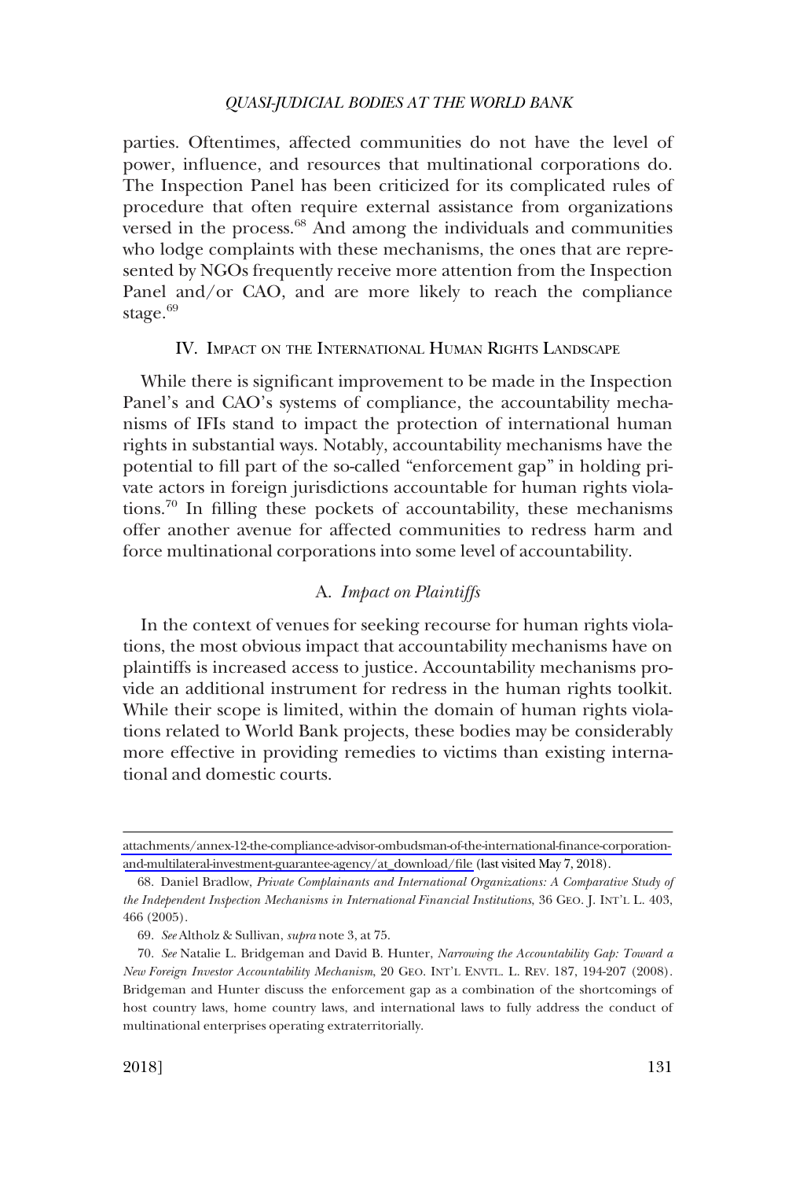parties. Oftentimes, affected communities do not have the level of power, influence, and resources that multinational corporations do. The Inspection Panel has been criticized for its complicated rules of procedure that often require external assistance from organizations versed in the process.[68] And among the individuals and communities who lodge complaints with these mechanisms, the ones that are represented by NGOs frequently receive more attention from the Inspection Panel and/or CAO, and are more likely to reach the compliance stage.[69]

## IV. Impact on the International Human Rights Landscape

While there is significant improvement to be made in the Inspection Panel's and CAO's systems of compliance, the accountability mechanisms of IFIs stand to impact the protection of international human rights in substantial ways. Notably, accountability mechanisms have the potential to fill part of the so-called "enforcement gap" in holding private actors in foreign jurisdictions accountable for human rights violations.[70] In filling these pockets of accountability, these mechanisms offer another avenue for affected communities to redress harm and force multinational corporations into some level of accountability.

### A. *Impact on Plaintiffs*

In the context of venues for seeking recourse for human rights violations, the most obvious impact that accountability mechanisms have on plaintiffs is increased access to justice. Accountability mechanisms provide an additional instrument for redress in the human rights toolkit. While their scope is limited, within the domain of human rights violations related to World Bank projects, these bodies may be considerably more effective in providing remedies to victims than existing international and domestic courts.

---

attachments/annex-12-the-compliance-advisor-ombudsman-of-the-international-finance-corporation-and-multilateral-investment-guarantee-agency/at_download/file (last visited May 7, 2018).

68. Daniel Bradlow, *Private Complainants and International Organizations: A Comparative Study of the Independent Inspection Mechanisms in International Financial Institutions*, 36 Geo. J. Int'l L. 403, 466 (2005).

69. *See* Altholz & Sullivan, *supra* note 3, at 75.

70. *See* Natalie L. Bridgeman and David B. Hunter, *Narrowing the Accountability Gap: Toward a New Foreign Investor Accountability Mechanism*, 20 Geo. Int'l Envtl. L. Rev. 187, 194-207 (2008). Bridgeman and Hunter discuss the enforcement gap as a combination of the shortcomings of host country laws, home country laws, and international laws to fully address the conduct of multinational enterprises operating extraterritorially.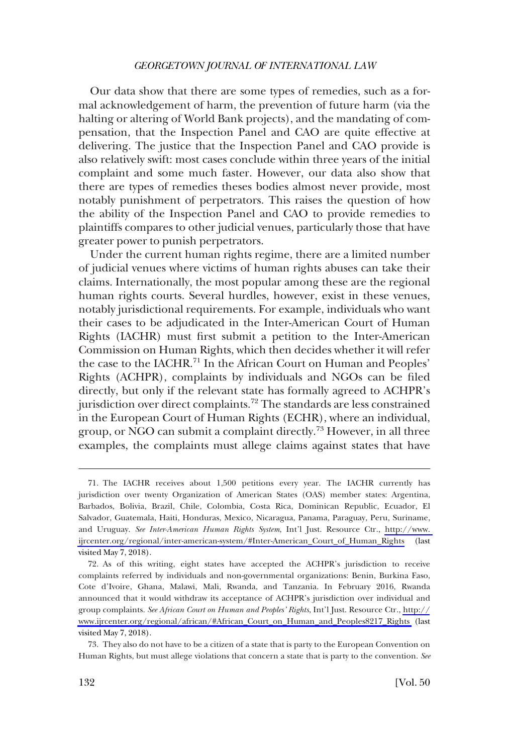Our data show that there are some types of remedies, such as a formal acknowledgement of harm, the prevention of future harm (via the halting or altering of World Bank projects), and the mandating of compensation, that the Inspection Panel and CAO are quite effective at delivering. The justice that the Inspection Panel and CAO provide is also relatively swift: most cases conclude within three years of the initial complaint and some much faster. However, our data also show that there are types of remedies theses bodies almost never provide, most notably punishment of perpetrators. This raises the question of how the ability of the Inspection Panel and CAO to provide remedies to plaintiffs compares to other judicial venues, particularly those that have greater power to punish perpetrators.

Under the current human rights regime, there are a limited number of judicial venues where victims of human rights abuses can take their claims. Internationally, the most popular among these are the regional human rights courts. Several hurdles, however, exist in these venues, notably jurisdictional requirements. For example, individuals who want their cases to be adjudicated in the Inter-American Court of Human Rights (IACHR) must first submit a petition to the Inter-American Commission on Human Rights, which then decides whether it will refer the case to the IACHR.[71] In the African Court on Human and Peoples' Rights (ACHPR), complaints by individuals and NGOs can be filed directly, but only if the relevant state has formally agreed to ACHPR's jurisdiction over direct complaints.[72] The standards are less constrained in the European Court of Human Rights (ECHR), where an individual, group, or NGO can submit a complaint directly.[73] However, in all three examples, the complaints must allege claims against states that have

71. The IACHR receives about 1,500 petitions every year. The IACHR currently has jurisdiction over twenty Organization of American States (OAS) member states: Argentina, Barbados, Bolivia, Brazil, Chile, Colombia, Costa Rica, Dominican Republic, Ecuador, El Salvador, Guatemala, Haiti, Honduras, Mexico, Nicaragua, Panama, Paraguay, Peru, Suriname, and Uruguay. *See Inter-American Human Rights System*, Int'l Just. Resource Ctr., http://www.ijrcenter.org/regional/inter-american-system/#Inter-American_Court_of_Human_Rights (last visited May 7, 2018).

72. As of this writing, eight states have accepted the ACHPR's jurisdiction to receive complaints referred by individuals and non-governmental organizations: Benin, Burkina Faso, Cote d'Ivoire, Ghana, Malawi, Mali, Rwanda, and Tanzania. In February 2016, Rwanda announced that it would withdraw its acceptance of ACHPR's jurisdiction over individual and group complaints. *See African Court on Human and Peoples' Rights*, Int'l Just. Resource Ctr., http://www.ijrcenter.org/regional/african/#African_Court_on_Human_and_Peoples8217_Rights (last visited May 7, 2018).

73. They also do not have to be a citizen of a state that is party to the European Convention on Human Rights, but must allege violations that concern a state that is party to the convention. *See*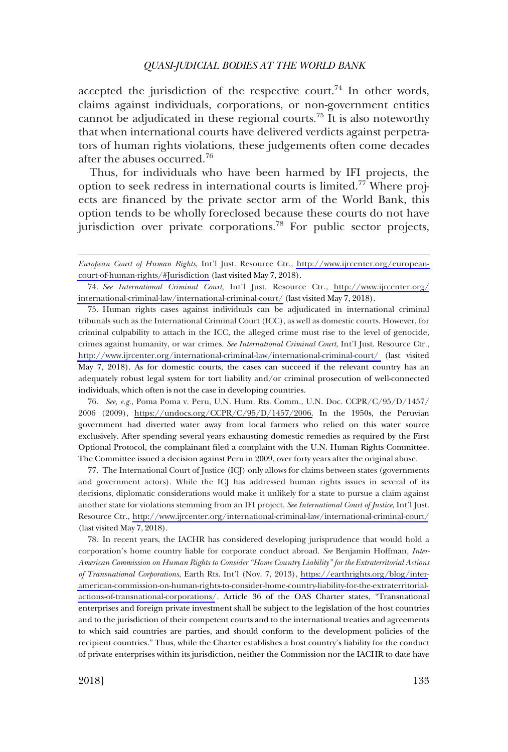accepted the jurisdiction of the respective court.[74] In other words, claims against individuals, corporations, or non-government entities cannot be adjudicated in these regional courts.[75] It is also noteworthy that when international courts have delivered verdicts against perpetrators of human rights violations, these judgements often come decades after the abuses occurred.[76]

Thus, for individuals who have been harmed by IFI projects, the option to seek redress in international courts is limited.[77] Where projects are financed by the private sector arm of the World Bank, this option tends to be wholly foreclosed because these courts do not have jurisdiction over private corporations.[78] For public sector projects,

---

*European Court of Human Rights*, Int'l Just. Resource Ctr., http://www.ijrcenter.org/european-court-of-human-rights/#Jurisdiction (last visited May 7, 2018).

74. *See International Criminal Court*, Int'l Just. Resource Ctr., http://www.ijrcenter.org/international-criminal-law/international-criminal-court/ (last visited May 7, 2018).

75. Human rights cases against individuals can be adjudicated in international criminal tribunals such as the International Criminal Court (ICC), as well as domestic courts. However, for criminal culpability to attach in the ICC, the alleged crime must rise to the level of genocide, crimes against humanity, or war crimes. *See International Criminal Court,* Int'l Just. Resource Ctr., http://www.ijrcenter.org/international-criminal-law/international-criminal-court/ (last visited May 7, 2018). As for domestic courts, the cases can succeed if the relevant country has an adequately robust legal system for tort liability and/or criminal prosecution of well-connected individuals, which often is not the case in developing countries.

76. *See, e.g.*, Poma Poma v. Peru, U.N. Hum. Rts. Comm., U.N. Doc. CCPR/C/95/D/1457/2006 (2009), https://undocs.org/CCPR/C/95/D/1457/2006. In the 1950s, the Peruvian government had diverted water away from local farmers who relied on this water source exclusively. After spending several years exhausting domestic remedies as required by the First Optional Protocol, the complainant filed a complaint with the U.N. Human Rights Committee. The Committee issued a decision against Peru in 2009, over forty years after the original abuse.

77. The International Court of Justice (ICJ) only allows for claims between states (governments and government actors). While the ICJ has addressed human rights issues in several of its decisions, diplomatic considerations would make it unlikely for a state to pursue a claim against another state for violations stemming from an IFI project. *See International Court of Justice*, Int'l Just. Resource Ctr., http://www.ijrcenter.org/international-criminal-law/international-criminal-court/ (last visited May 7, 2018).

78. In recent years, the IACHR has considered developing jurisprudence that would hold a corporation's home country liable for corporate conduct abroad. *See* Benjamin Hoffman, *Inter-American Commission on Human Rights to Consider "Home Country Liability" for the Extraterritorial Actions of Transnational Corporations*, Earth Rts. Int'l (Nov. 7, 2013), https://earthrights.org/blog/inter-american-commission-on-human-rights-to-consider-home-country-liability-for-the-extraterritorial-actions-of-transnational-corporations/. Article 36 of the OAS Charter states, "Transnational enterprises and foreign private investment shall be subject to the legislation of the host countries and to the jurisdiction of their competent courts and to the international treaties and agreements to which said countries are parties, and should conform to the development policies of the recipient countries." Thus, while the Charter establishes a host country's liability for the conduct of private enterprises within its jurisdiction, neither the Commission nor the IACHR to date have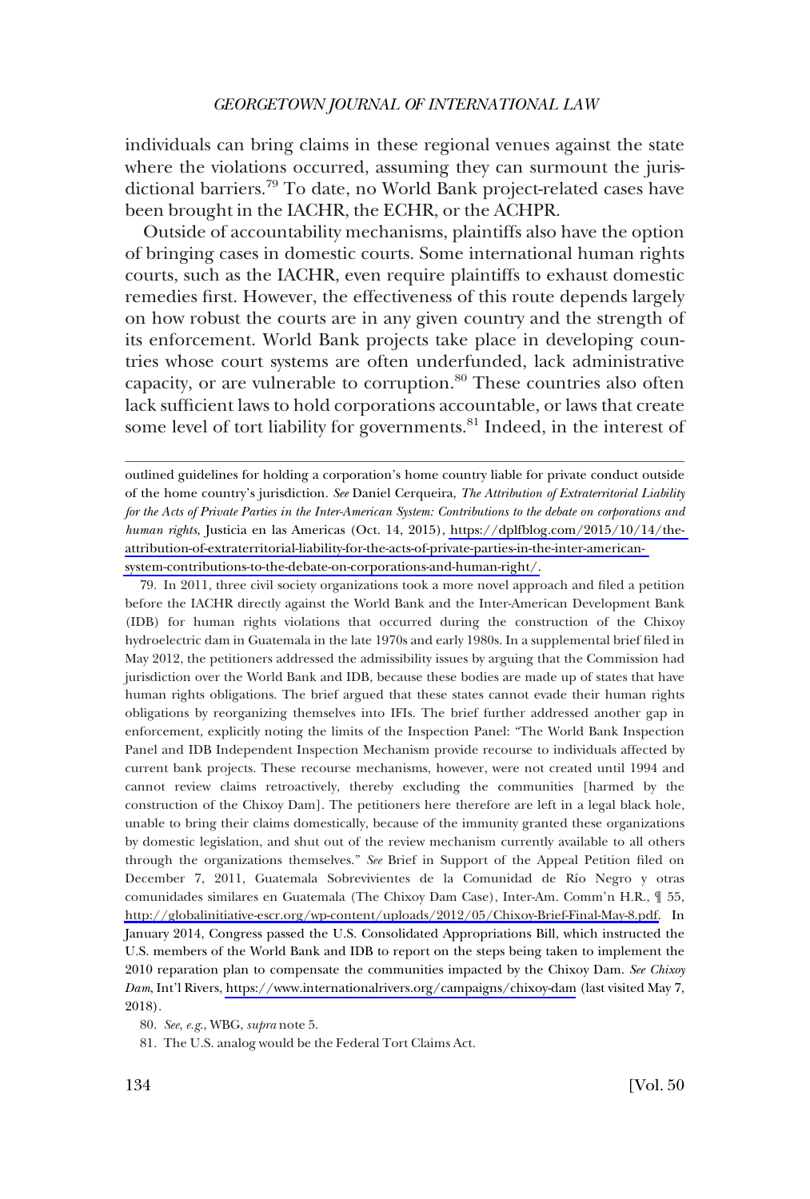individuals can bring claims in these regional venues against the state where the violations occurred, assuming they can surmount the jurisdictional barriers.[79] To date, no World Bank project-related cases have been brought in the IACHR, the ECHR, or the ACHPR.

Outside of accountability mechanisms, plaintiffs also have the option of bringing cases in domestic courts. Some international human rights courts, such as the IACHR, even require plaintiffs to exhaust domestic remedies first. However, the effectiveness of this route depends largely on how robust the courts are in any given country and the strength of its enforcement. World Bank projects take place in developing countries whose court systems are often underfunded, lack administrative capacity, or are vulnerable to corruption.[80] These countries also often lack sufficient laws to hold corporations accountable, or laws that create some level of tort liability for governments.[81] Indeed, in the interest of

---

outlined guidelines for holding a corporation's home country liable for private conduct outside of the home country's jurisdiction. *See* Daniel Cerqueira, *The Attribution of Extraterritorial Liability for the Acts of Private Parties in the Inter-American System: Contributions to the debate on corporations and human rights*, Justicia en las Americas (Oct. 14, 2015), https://dplfblog.com/2015/10/14/the-attribution-of-extraterritorial-liability-for-the-acts-of-private-parties-in-the-inter-american-system-contributions-to-the-debate-on-corporations-and-human-right/.

79. In 2011, three civil society organizations took a more novel approach and filed a petition before the IACHR directly against the World Bank and the Inter-American Development Bank (IDB) for human rights violations that occurred during the construction of the Chixoy hydroelectric dam in Guatemala in the late 1970s and early 1980s. In a supplemental brief filed in May 2012, the petitioners addressed the admissibility issues by arguing that the Commission had jurisdiction over the World Bank and IDB, because these bodies are made up of states that have human rights obligations. The brief argued that these states cannot evade their human rights obligations by reorganizing themselves into IFIs. The brief further addressed another gap in enforcement, explicitly noting the limits of the Inspection Panel: "The World Bank Inspection Panel and IDB Independent Inspection Mechanism provide recourse to individuals affected by current bank projects. These recourse mechanisms, however, were not created until 1994 and cannot review claims retroactively, thereby excluding the communities [harmed by the construction of the Chixoy Dam]. The petitioners here therefore are left in a legal black hole, unable to bring their claims domestically, because of the immunity granted these organizations by domestic legislation, and shut out of the review mechanism currently available to all others through the organizations themselves." *See* Brief in Support of the Appeal Petition filed on December 7, 2011, Guatemala Sobrevivientes de la Comunidad de Río Negro y otras comunidades similares en Guatemala (The Chixoy Dam Case), Inter-Am. Comm'n H.R., ¶ 55, http://globalinitiative-escr.org/wp-content/uploads/2012/05/Chixoy-Brief-Final-May-8.pdf. In January 2014, Congress passed the U.S. Consolidated Appropriations Bill, which instructed the U.S. members of the World Bank and IDB to report on the steps being taken to implement the 2010 reparation plan to compensate the communities impacted by the Chixoy Dam. *See Chixoy Dam*, Int'l Rivers, https://www.internationalrivers.org/campaigns/chixoy-dam (last visited May 7, 2018).

80. *See, e.g.*, WBG, *supra* note 5.

81. The U.S. analog would be the Federal Tort Claims Act.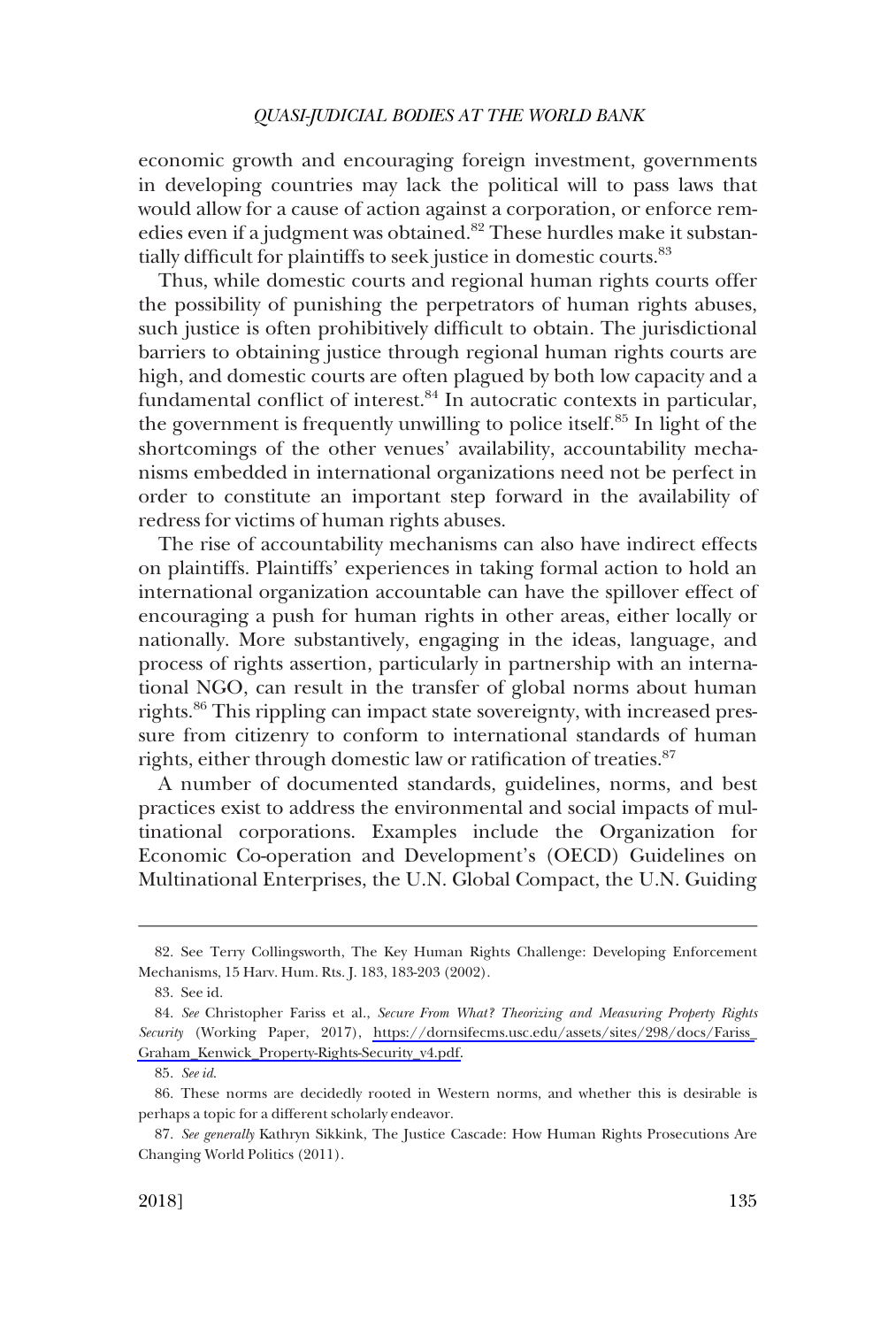economic growth and encouraging foreign investment, governments in developing countries may lack the political will to pass laws that would allow for a cause of action against a corporation, or enforce remedies even if a judgment was obtained.[82] These hurdles make it substantially difficult for plaintiffs to seek justice in domestic courts.[83]

Thus, while domestic courts and regional human rights courts offer the possibility of punishing the perpetrators of human rights abuses, such justice is often prohibitively difficult to obtain. The jurisdictional barriers to obtaining justice through regional human rights courts are high, and domestic courts are often plagued by both low capacity and a fundamental conflict of interest.[84] In autocratic contexts in particular, the government is frequently unwilling to police itself.[85] In light of the shortcomings of the other venues' availability, accountability mechanisms embedded in international organizations need not be perfect in order to constitute an important step forward in the availability of redress for victims of human rights abuses.

The rise of accountability mechanisms can also have indirect effects on plaintiffs. Plaintiffs' experiences in taking formal action to hold an international organization accountable can have the spillover effect of encouraging a push for human rights in other areas, either locally or nationally. More substantively, engaging in the ideas, language, and process of rights assertion, particularly in partnership with an international NGO, can result in the transfer of global norms about human rights.[86] This rippling can impact state sovereignty, with increased pressure from citizenry to conform to international standards of human rights, either through domestic law or ratification of treaties.[87]

A number of documented standards, guidelines, norms, and best practices exist to address the environmental and social impacts of multinational corporations. Examples include the Organization for Economic Co-operation and Development's (OECD) Guidelines on Multinational Enterprises, the U.N. Global Compact, the U.N. Guiding

---

82. See Terry Collingsworth, The Key Human Rights Challenge: Developing Enforcement Mechanisms, 15 Harv. Hum. Rts. J. 183, 183-203 (2002).

83. See id.

84. *See* Christopher Fariss et al., *Secure From What? Theorizing and Measuring Property Rights Security* (Working Paper, 2017), https://dornsifecms.usc.edu/assets/sites/298/docs/Fariss_Graham_Kenwick_Property-Rights-Security_v4.pdf.

85. *See id.*

86. These norms are decidedly rooted in Western norms, and whether this is desirable is perhaps a topic for a different scholarly endeavor.

87. *See generally* Kathryn Sikkink, The Justice Cascade: How Human Rights Prosecutions Are Changing World Politics (2011).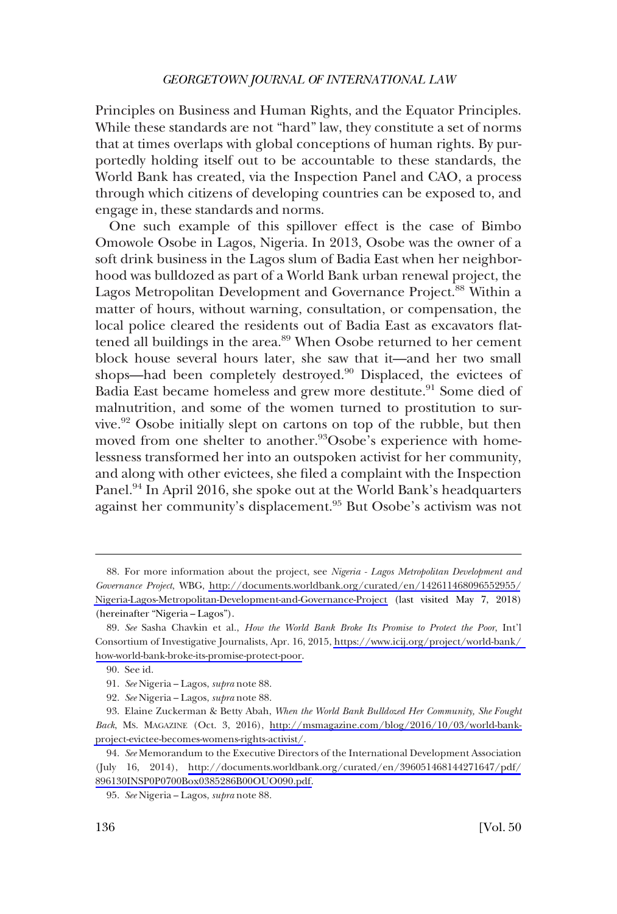Principles on Business and Human Rights, and the Equator Principles. While these standards are not "hard" law, they constitute a set of norms that at times overlaps with global conceptions of human rights. By purportedly holding itself out to be accountable to these standards, the World Bank has created, via the Inspection Panel and CAO, a process through which citizens of developing countries can be exposed to, and engage in, these standards and norms.

One such example of this spillover effect is the case of Bimbo Omowole Osobe in Lagos, Nigeria. In 2013, Osobe was the owner of a soft drink business in the Lagos slum of Badia East when her neighborhood was bulldozed as part of a World Bank urban renewal project, the Lagos Metropolitan Development and Governance Project.[88] Within a matter of hours, without warning, consultation, or compensation, the local police cleared the residents out of Badia East as excavators flattened all buildings in the area.[89] When Osobe returned to her cement block house several hours later, she saw that it—and her two small shops—had been completely destroyed.[90] Displaced, the evictees of Badia East became homeless and grew more destitute.[91] Some died of malnutrition, and some of the women turned to prostitution to survive.[92] Osobe initially slept on cartons on top of the rubble, but then moved from one shelter to another.[93] Osobe's experience with homelessness transformed her into an outspoken activist for her community, and along with other evictees, she filed a complaint with the Inspection Panel.[94] In April 2016, she spoke out at the World Bank's headquarters against her community's displacement.[95] But Osobe's activism was not

---

88. For more information about the project, see *Nigeria - Lagos Metropolitan Development and Governance Project*, WBG, http://documents.worldbank.org/curated/en/142611468096552955/Nigeria-Lagos-Metropolitan-Development-and-Governance-Project (last visited May 7, 2018) (hereinafter "Nigeria – Lagos").

89. *See* Sasha Chavkin et al., *How the World Bank Broke Its Promise to Protect the Poor*, Int'l Consortium of Investigative Journalists, Apr. 16, 2015, https://www.icij.org/project/world-bank/how-world-bank-broke-its-promise-protect-poor.

90. See id.

91. *See* Nigeria – Lagos, *supra* note 88.

92. *See* Nigeria – Lagos, *supra* note 88.

93. Elaine Zuckerman & Betty Abah, *When the World Bank Bulldozed Her Community, She Fought Back*, MS. MAGAZINE (Oct. 3, 2016), http://msmagazine.com/blog/2016/10/03/world-bank-project-evictee-becomes-womens-rights-activist/.

94. *See* Memorandum to the Executive Directors of the International Development Association (July 16, 2014), http://documents.worldbank.org/curated/en/396051468144271647/pdf/896130INSP0P0700Box0385286B00OUO090.pdf.

95. *See* Nigeria – Lagos, *supra* note 88.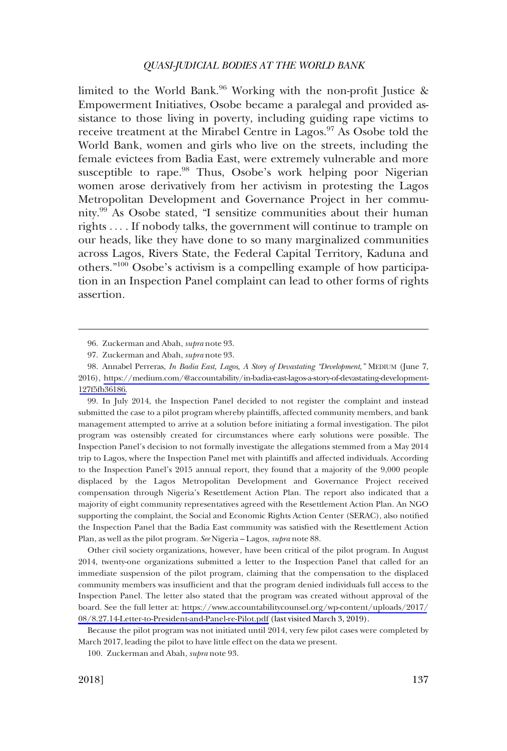limited to the World Bank.[96] Working with the non-profit Justice & Empowerment Initiatives, Osobe became a paralegal and provided assistance to those living in poverty, including guiding rape victims to receive treatment at the Mirabel Centre in Lagos.[97] As Osobe told the World Bank, women and girls who live on the streets, including the female evictees from Badia East, were extremely vulnerable and more susceptible to rape.[98] Thus, Osobe's work helping poor Nigerian women arose derivatively from her activism in protesting the Lagos Metropolitan Development and Governance Project in her community.[99] As Osobe stated, "I sensitize communities about their human rights . . . . If nobody talks, the government will continue to trample on our heads, like they have done to so many marginalized communities across Lagos, Rivers State, the Federal Capital Territory, Kaduna and others."[100] Osobe's activism is a compelling example of how participation in an Inspection Panel complaint can lead to other forms of rights assertion.

---

96. Zuckerman and Abah, *supra* note 93.

97. Zuckerman and Abah, *supra* note 93.

98. Annabel Perreras, *In Badia East, Lagos, A Story of Devastating "Development,"* MEDIUM (June 7, 2016), https://medium.com/@accountability/in-badia-east-lagos-a-story-of-devastating-development-127f5fb36186.

99. In July 2014, the Inspection Panel decided to not register the complaint and instead submitted the case to a pilot program whereby plaintiffs, affected community members, and bank management attempted to arrive at a solution before initiating a formal investigation. The pilot program was ostensibly created for circumstances where early solutions were possible. The Inspection Panel's decision to not formally investigate the allegations stemmed from a May 2014 trip to Lagos, where the Inspection Panel met with plaintiffs and affected individuals. According to the Inspection Panel's 2015 annual report, they found that a majority of the 9,000 people displaced by the Lagos Metropolitan Development and Governance Project received compensation through Nigeria's Resettlement Action Plan. The report also indicated that a majority of eight community representatives agreed with the Resettlement Action Plan. An NGO supporting the complaint, the Social and Economic Rights Action Center (SERAC), also notified the Inspection Panel that the Badia East community was satisfied with the Resettlement Action Plan, as well as the pilot program. *See* Nigeria – Lagos, *supra* note 88.

Other civil society organizations, however, have been critical of the pilot program. In August 2014, twenty-one organizations submitted a letter to the Inspection Panel that called for an immediate suspension of the pilot program, claiming that the compensation to the displaced community members was insufficient and that the program denied individuals full access to the Inspection Panel. The letter also stated that the program was created without approval of the board. See the full letter at: https://www.accountabilitycounsel.org/wp-content/uploads/2017/08/8.27.14-Letter-to-President-and-Panel-re-Pilot.pdf (last visited March 3, 2019).

Because the pilot program was not initiated until 2014, very few pilot cases were completed by March 2017, leading the pilot to have little effect on the data we present.

100. Zuckerman and Abah, *supra* note 93.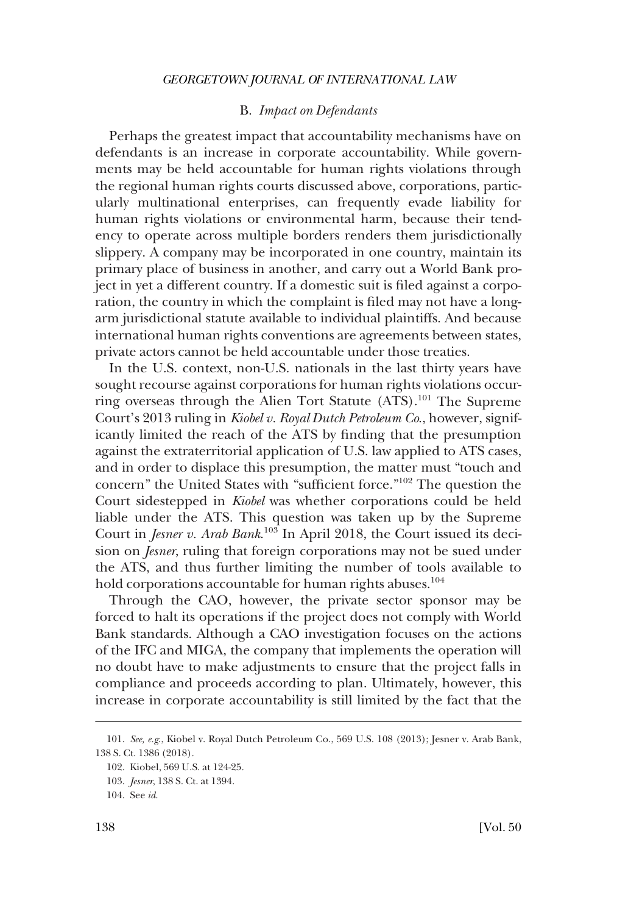### B. *Impact on Defendants*

Perhaps the greatest impact that accountability mechanisms have on defendants is an increase in corporate accountability. While governments may be held accountable for human rights violations through the regional human rights courts discussed above, corporations, particularly multinational enterprises, can frequently evade liability for human rights violations or environmental harm, because their tendency to operate across multiple borders renders them jurisdictionally slippery. A company may be incorporated in one country, maintain its primary place of business in another, and carry out a World Bank project in yet a different country. If a domestic suit is filed against a corporation, the country in which the complaint is filed may not have a long-arm jurisdictional statute available to individual plaintiffs. And because international human rights conventions are agreements between states, private actors cannot be held accountable under those treaties.

In the U.S. context, non-U.S. nationals in the last thirty years have sought recourse against corporations for human rights violations occurring overseas through the Alien Tort Statute (ATS).[101] The Supreme Court's 2013 ruling in *Kiobel v. Royal Dutch Petroleum Co.*, however, significantly limited the reach of the ATS by finding that the presumption against the extraterritorial application of U.S. law applied to ATS cases, and in order to displace this presumption, the matter must "touch and concern" the United States with "sufficient force."[102] The question the Court sidestepped in *Kiobel* was whether corporations could be held liable under the ATS. This question was taken up by the Supreme Court in *Jesner v. Arab Bank.*[103] In April 2018, the Court issued its decision on *Jesner*, ruling that foreign corporations may not be sued under the ATS, and thus further limiting the number of tools available to hold corporations accountable for human rights abuses.[104]

Through the CAO, however, the private sector sponsor may be forced to halt its operations if the project does not comply with World Bank standards. Although a CAO investigation focuses on the actions of the IFC and MIGA, the company that implements the operation will no doubt have to make adjustments to ensure that the project falls in compliance and proceeds according to plan. Ultimately, however, this increase in corporate accountability is still limited by the fact that the

---

101. *See, e.g.*, Kiobel v. Royal Dutch Petroleum Co., 569 U.S. 108 (2013); Jesner v. Arab Bank, 138 S. Ct. 1386 (2018).

102. Kiobel, 569 U.S. at 124-25.

103. *Jesner*, 138 S. Ct. at 1394.

104. See *id.*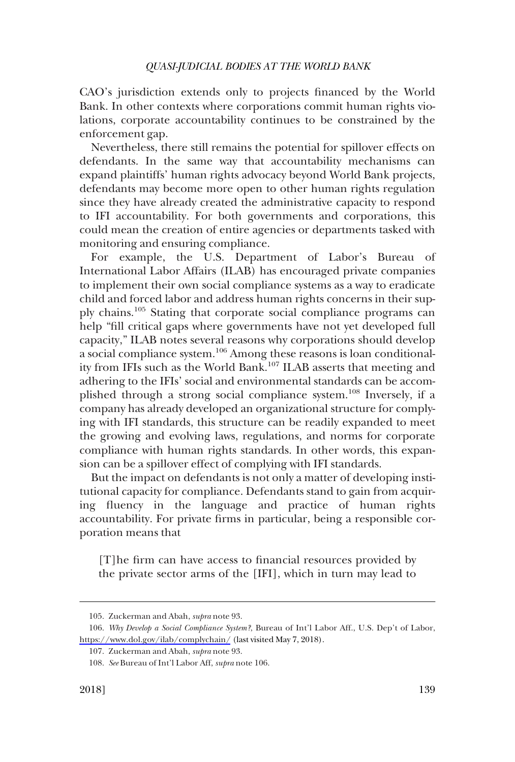CAO's jurisdiction extends only to projects financed by the World Bank. In other contexts where corporations commit human rights violations, corporate accountability continues to be constrained by the enforcement gap.

Nevertheless, there still remains the potential for spillover effects on defendants. In the same way that accountability mechanisms can expand plaintiffs' human rights advocacy beyond World Bank projects, defendants may become more open to other human rights regulation since they have already created the administrative capacity to respond to IFI accountability. For both governments and corporations, this could mean the creation of entire agencies or departments tasked with monitoring and ensuring compliance.

For example, the U.S. Department of Labor's Bureau of International Labor Affairs (ILAB) has encouraged private companies to implement their own social compliance systems as a way to eradicate child and forced labor and address human rights concerns in their supply chains.[105] Stating that corporate social compliance programs can help "fill critical gaps where governments have not yet developed full capacity," ILAB notes several reasons why corporations should develop a social compliance system.[106] Among these reasons is loan conditionality from IFIs such as the World Bank.[107] ILAB asserts that meeting and adhering to the IFIs' social and environmental standards can be accomplished through a strong social compliance system.[108] Inversely, if a company has already developed an organizational structure for complying with IFI standards, this structure can be readily expanded to meet the growing and evolving laws, regulations, and norms for corporate compliance with human rights standards. In other words, this expansion can be a spillover effect of complying with IFI standards.

But the impact on defendants is not only a matter of developing institutional capacity for compliance. Defendants stand to gain from acquiring fluency in the language and practice of human rights accountability. For private firms in particular, being a responsible corporation means that

> [T]he firm can have access to financial resources provided by the private sector arms of the [IFI], which in turn may lead to

---

105. Zuckerman and Abah, *supra* note 93.

106. *Why Develop a Social Compliance System?*, Bureau of Int'l Labor Aff., U.S. Dep't of Labor, https://www.dol.gov/ilab/complychain/ (last visited May 7, 2018).

107. Zuckerman and Abah, *supra* note 93.

108. *See* Bureau of Int'l Labor Aff, *supra* note 106.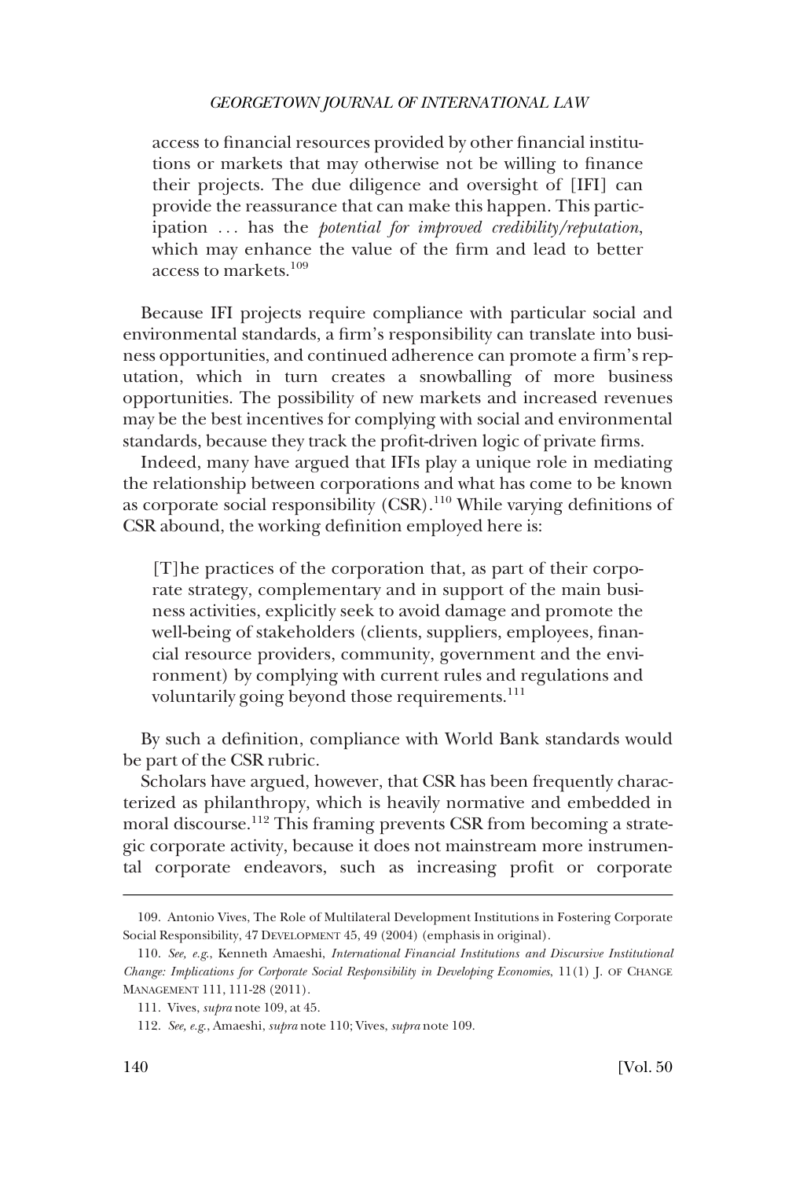> access to financial resources provided by other financial institutions or markets that may otherwise not be willing to finance their projects. The due diligence and oversight of [IFI] can provide the reassurance that can make this happen. This participation ... has the *potential for improved credibility/reputation*, which may enhance the value of the firm and lead to better access to markets.[109]

Because IFI projects require compliance with particular social and environmental standards, a firm's responsibility can translate into business opportunities, and continued adherence can promote a firm's reputation, which in turn creates a snowballing of more business opportunities. The possibility of new markets and increased revenues may be the best incentives for complying with social and environmental standards, because they track the profit-driven logic of private firms.

Indeed, many have argued that IFIs play a unique role in mediating the relationship between corporations and what has come to be known as corporate social responsibility (CSR).[110] While varying definitions of CSR abound, the working definition employed here is:

> [T]he practices of the corporation that, as part of their corporate strategy, complementary and in support of the main business activities, explicitly seek to avoid damage and promote the well-being of stakeholders (clients, suppliers, employees, financial resource providers, community, government and the environment) by complying with current rules and regulations and voluntarily going beyond those requirements.[111]

By such a definition, compliance with World Bank standards would be part of the CSR rubric.

Scholars have argued, however, that CSR has been frequently characterized as philanthropy, which is heavily normative and embedded in moral discourse.[112] This framing prevents CSR from becoming a strategic corporate activity, because it does not mainstream more instrumental corporate endeavors, such as increasing profit or corporate

---

109. Antonio Vives, The Role of Multilateral Development Institutions in Fostering Corporate Social Responsibility, 47 DEVELOPMENT 45, 49 (2004) (emphasis in original).

110. *See, e.g.*, Kenneth Amaeshi, *International Financial Institutions and Discursive Institutional Change: Implications for Corporate Social Responsibility in Developing Economies*, 11(1) J. OF CHANGE MANAGEMENT 111, 111-28 (2011).

111. Vives, *supra* note 109, at 45.

112. *See, e.g.*, Amaeshi, *supra* note 110; Vives, *supra* note 109.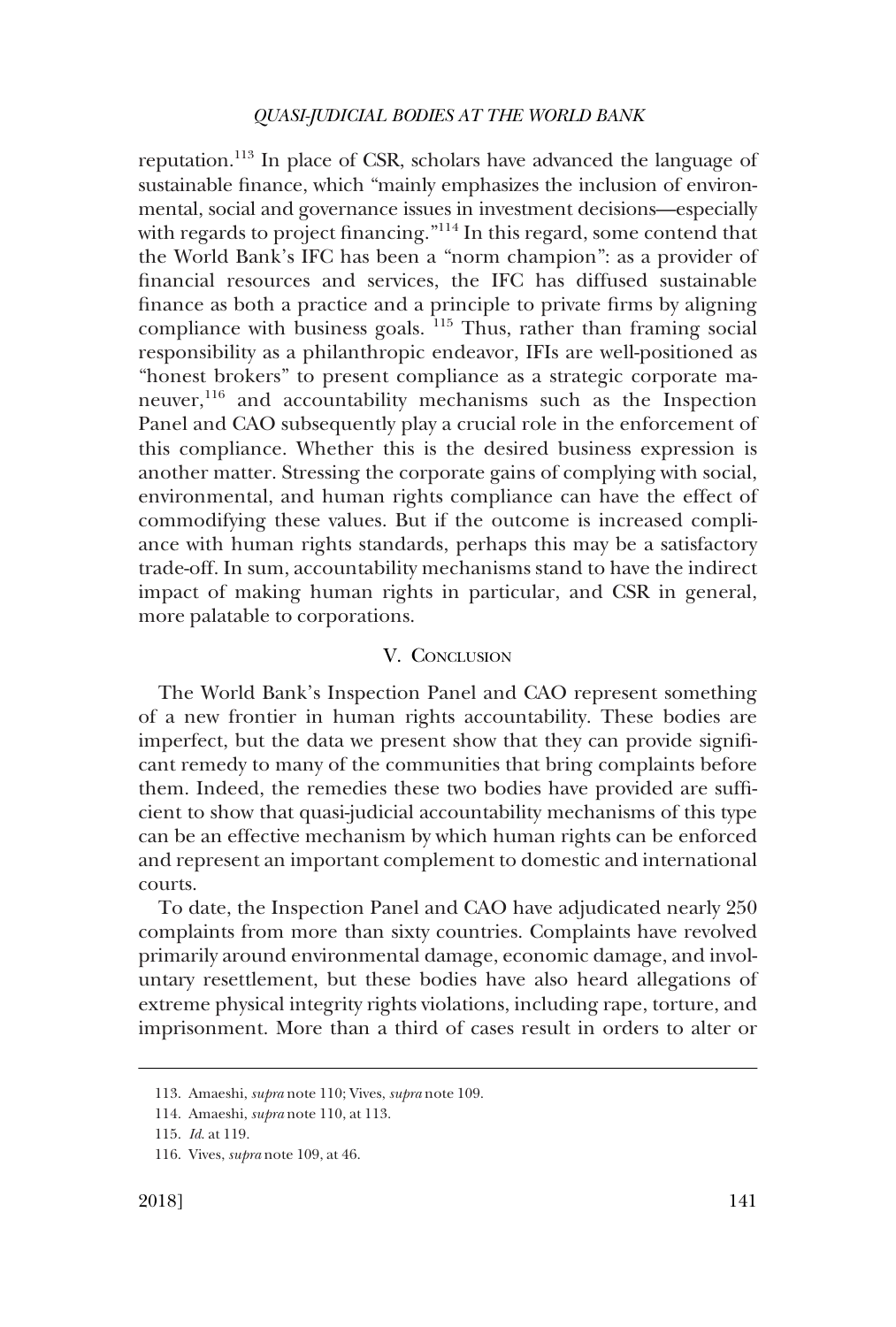reputation.[113] In place of CSR, scholars have advanced the language of sustainable finance, which "mainly emphasizes the inclusion of environmental, social and governance issues in investment decisions—especially with regards to project financing."[114] In this regard, some contend that the World Bank's IFC has been a "norm champion": as a provider of financial resources and services, the IFC has diffused sustainable finance as both a practice and a principle to private firms by aligning compliance with business goals. [115] Thus, rather than framing social responsibility as a philanthropic endeavor, IFIs are well-positioned as "honest brokers" to present compliance as a strategic corporate maneuver,[116] and accountability mechanisms such as the Inspection Panel and CAO subsequently play a crucial role in the enforcement of this compliance. Whether this is the desired business expression is another matter. Stressing the corporate gains of complying with social, environmental, and human rights compliance can have the effect of commodifying these values. But if the outcome is increased compliance with human rights standards, perhaps this may be a satisfactory trade-off. In sum, accountability mechanisms stand to have the indirect impact of making human rights in particular, and CSR in general, more palatable to corporations.

## V. Conclusion

The World Bank's Inspection Panel and CAO represent something of a new frontier in human rights accountability. These bodies are imperfect, but the data we present show that they can provide significant remedy to many of the communities that bring complaints before them. Indeed, the remedies these two bodies have provided are sufficient to show that quasi-judicial accountability mechanisms of this type can be an effective mechanism by which human rights can be enforced and represent an important complement to domestic and international courts.

To date, the Inspection Panel and CAO have adjudicated nearly 250 complaints from more than sixty countries. Complaints have revolved primarily around environmental damage, economic damage, and involuntary resettlement, but these bodies have also heard allegations of extreme physical integrity rights violations, including rape, torture, and imprisonment. More than a third of cases result in orders to alter or

---

113. Amaeshi, *supra* note 110; Vives, *supra* note 109.

114. Amaeshi, *supra* note 110, at 113.

115. *Id*. at 119.

116. Vives, *supra* note 109, at 46.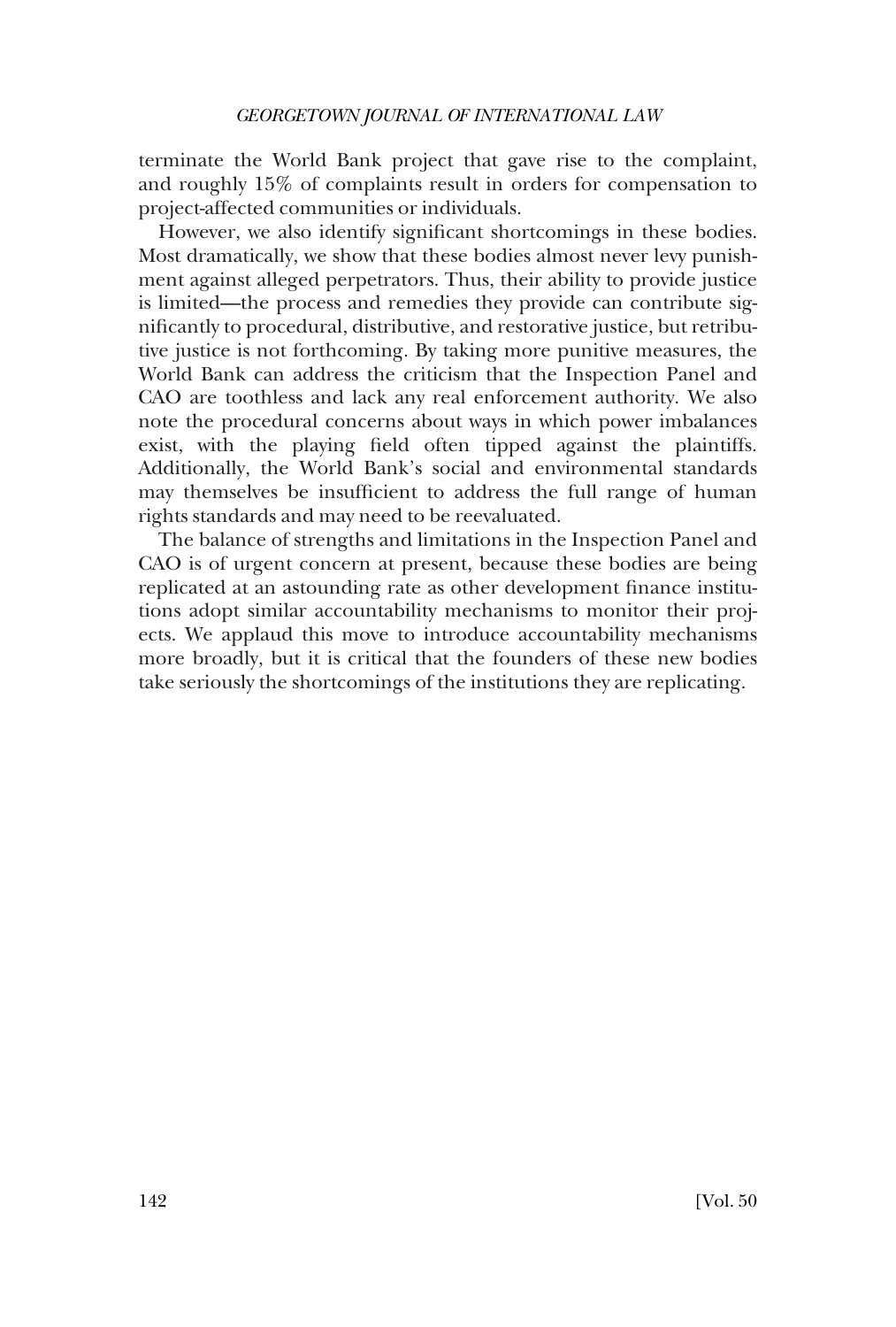terminate the World Bank project that gave rise to the complaint, and roughly 15% of complaints result in orders for compensation to project-affected communities or individuals.

However, we also identify significant shortcomings in these bodies. Most dramatically, we show that these bodies almost never levy punishment against alleged perpetrators. Thus, their ability to provide justice is limited—the process and remedies they provide can contribute significantly to procedural, distributive, and restorative justice, but retributive justice is not forthcoming. By taking more punitive measures, the World Bank can address the criticism that the Inspection Panel and CAO are toothless and lack any real enforcement authority. We also note the procedural concerns about ways in which power imbalances exist, with the playing field often tipped against the plaintiffs. Additionally, the World Bank's social and environmental standards may themselves be insufficient to address the full range of human rights standards and may need to be reevaluated.

The balance of strengths and limitations in the Inspection Panel and CAO is of urgent concern at present, because these bodies are being replicated at an astounding rate as other development finance institutions adopt similar accountability mechanisms to monitor their projects. We applaud this move to introduce accountability mechanisms more broadly, but it is critical that the founders of these new bodies take seriously the shortcomings of the institutions they are replicating.